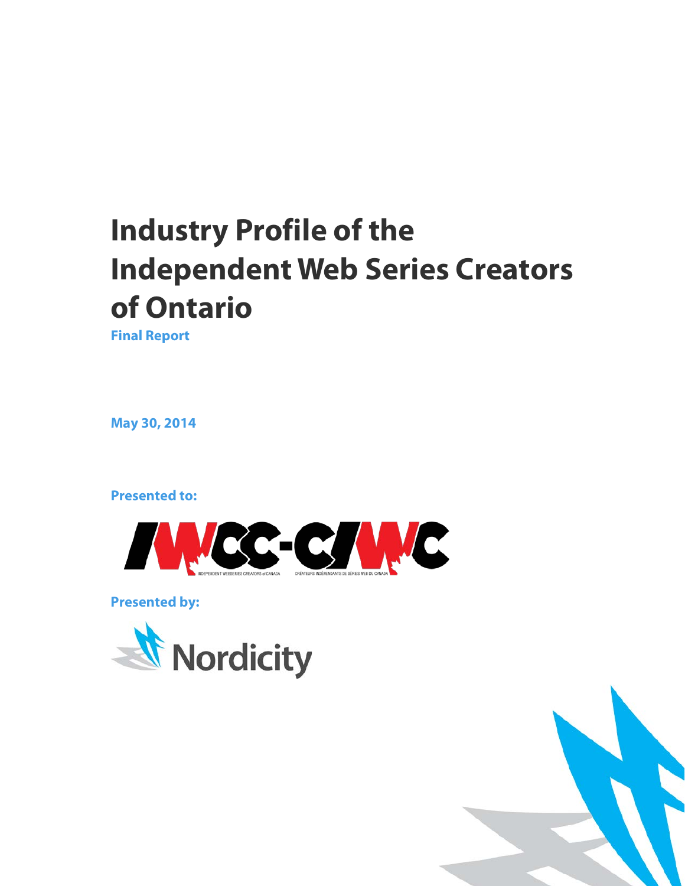# Industry Profile of the Independent Web Series Creators of Ontario

**Final Report**

**May 30, 2014**

**Presented to:**

IWCC-CIWC

INDEPENDENT WEBSERIES CREATORS of CANADA — CRÉATEURS INDÉPENDANTS DE SÉRIES WEB DU CANADA

**Presented by:**

Nordicity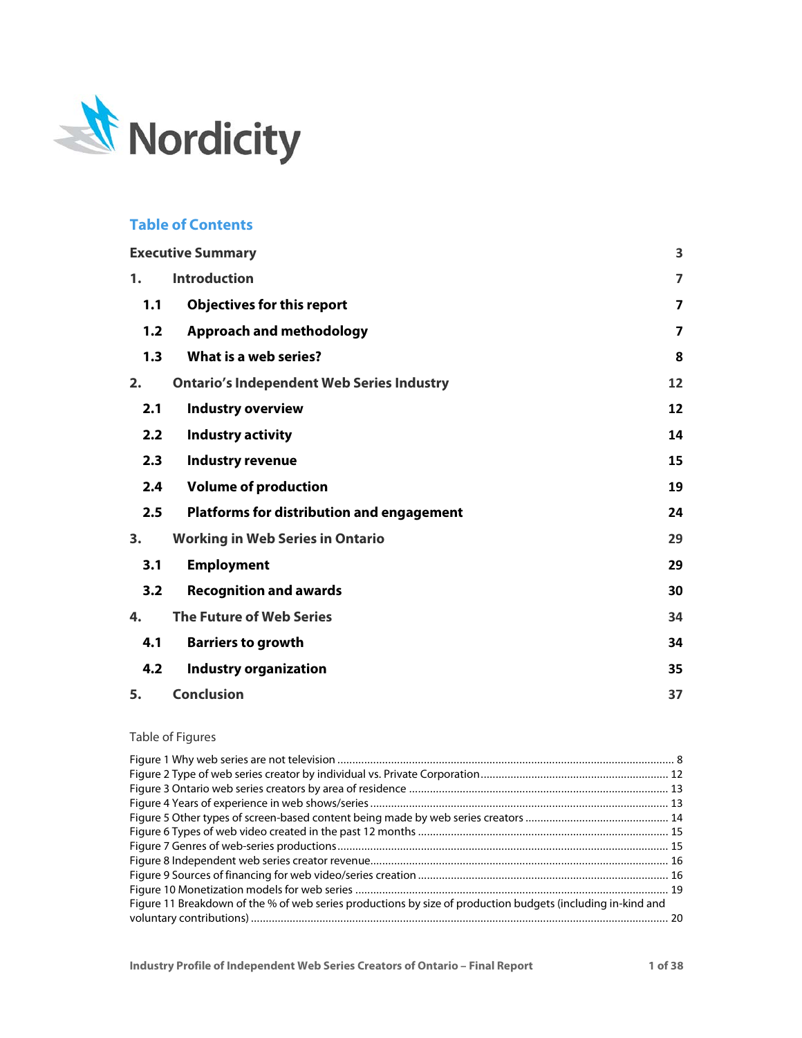Nordicity

## Table of Contents

| | | |
|---|---|---|
| **Executive Summary** | | **3** |
| **1.** | **Introduction** | **7** |
| **1.1** | **Objectives for this report** | **7** |
| **1.2** | **Approach and methodology** | **7** |
| **1.3** | **What is a web series?** | **8** |
| **2.** | **Ontario's Independent Web Series Industry** | **12** |
| **2.1** | **Industry overview** | **12** |
| **2.2** | **Industry activity** | **14** |
| **2.3** | **Industry revenue** | **15** |
| **2.4** | **Volume of production** | **19** |
| **2.5** | **Platforms for distribution and engagement** | **24** |
| **3.** | **Working in Web Series in Ontario** | **29** |
| **3.1** | **Employment** | **29** |
| **3.2** | **Recognition and awards** | **30** |
| **4.** | **The Future of Web Series** | **34** |
| **4.1** | **Barriers to growth** | **34** |
| **4.2** | **Industry organization** | **35** |
| **5.** | **Conclusion** | **37** |

Table of Figures

Figure 1 Why web series are not television ........ 8
Figure 2 Type of web series creator by individual vs. Private Corporation ........ 12
Figure 3 Ontario web series creators by area of residence ........ 13
Figure 4 Years of experience in web shows/series ........ 13
Figure 5 Other types of screen-based content being made by web series creators ........ 14
Figure 6 Types of web video created in the past 12 months ........ 15
Figure 7 Genres of web-series productions ........ 15
Figure 8 Independent web series creator revenue ........ 16
Figure 9 Sources of financing for web video/series creation ........ 16
Figure 10 Monetization models for web series ........ 19
Figure 11 Breakdown of the % of web series productions by size of production budgets (including in-kind and voluntary contributions) ........ 20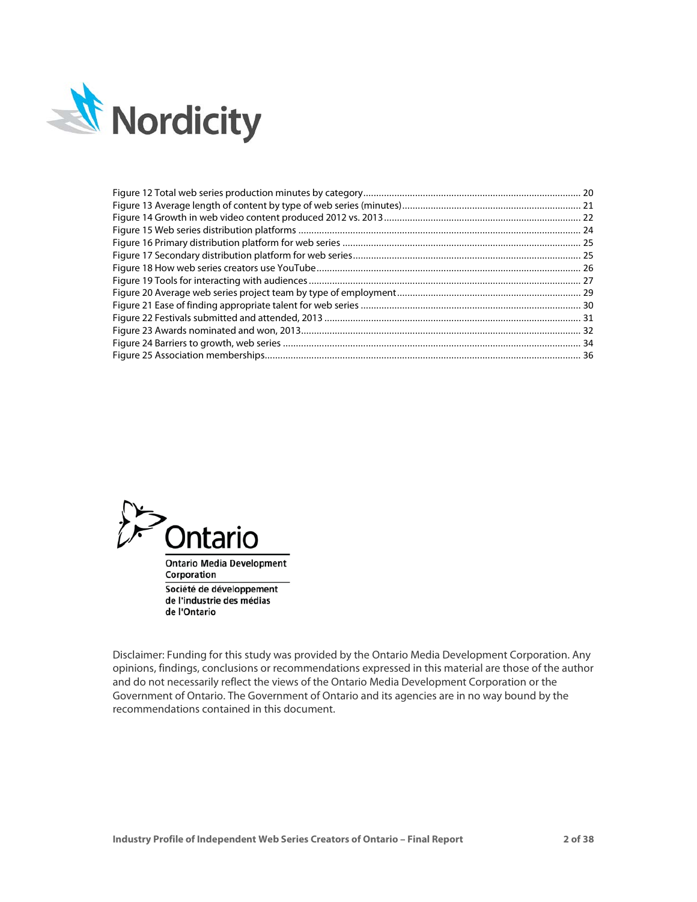Figure 12 Total web series production minutes by category ... 20
Figure 13 Average length of content by type of web series (minutes) ... 21
Figure 14 Growth in web video content produced 2012 vs. 2013 ... 22
Figure 15 Web series distribution platforms ... 24
Figure 16 Primary distribution platform for web series ... 25
Figure 17 Secondary distribution platform for web series ... 25
Figure 18 How web series creators use YouTube ... 26
Figure 19 Tools for interacting with audiences ... 27
Figure 20 Average web series project team by type of employment ... 29
Figure 21 Ease of finding appropriate talent for web series ... 30
Figure 22 Festivals submitted and attended, 2013 ... 31
Figure 23 Awards nominated and won, 2013 ... 32
Figure 24 Barriers to growth, web series ... 34
Figure 25 Association memberships ... 36

Ontario Media Development Corporation

Société de développement de l'industrie des médias de l'Ontario

Disclaimer: Funding for this study was provided by the Ontario Media Development Corporation. Any opinions, findings, conclusions or recommendations expressed in this material are those of the author and do not necessarily reflect the views of the Ontario Media Development Corporation or the Government of Ontario. The Government of Ontario and its agencies are in no way bound by the recommendations contained in this document.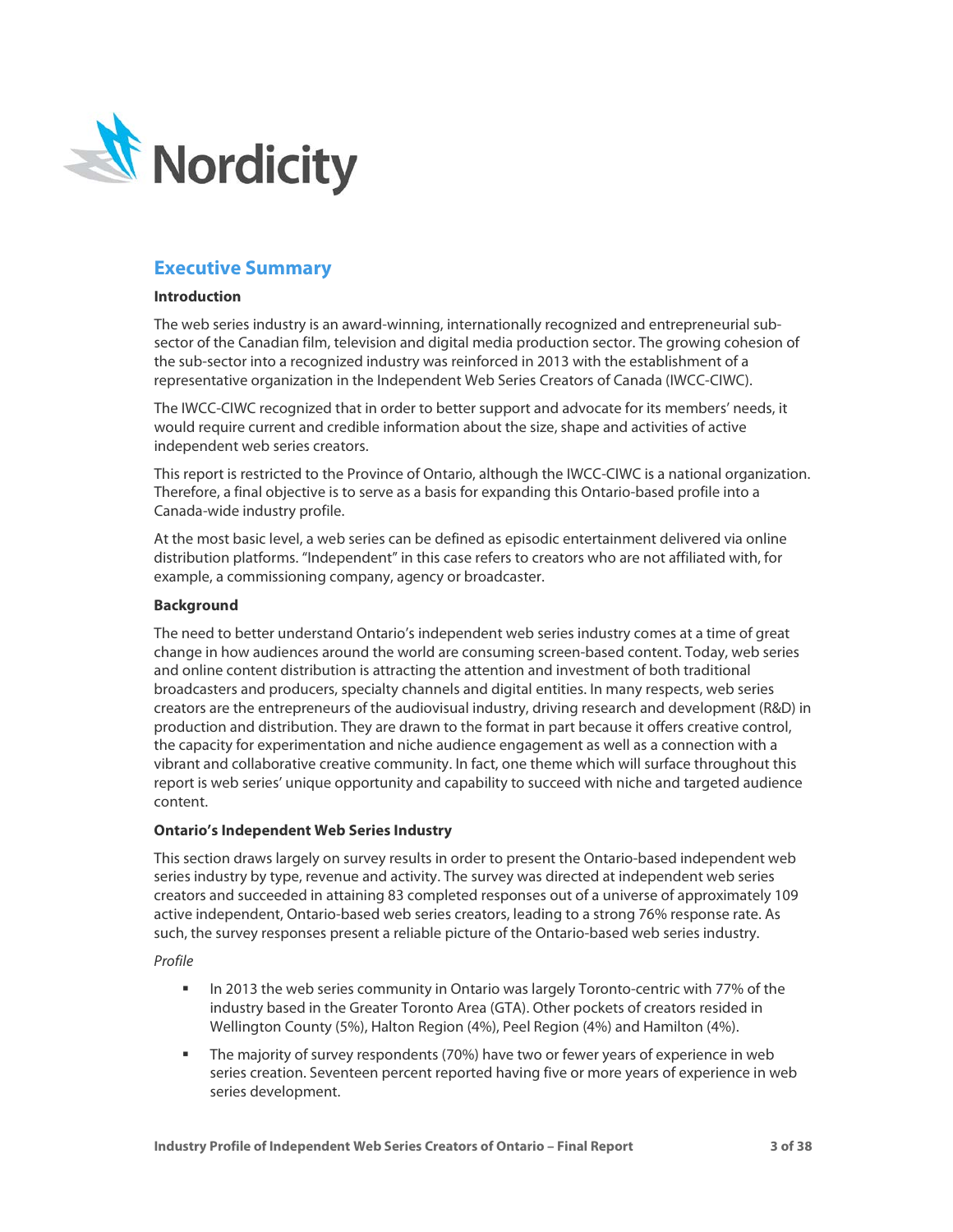## Executive Summary

### Introduction

The web series industry is an award-winning, internationally recognized and entrepreneurial sub-sector of the Canadian film, television and digital media production sector. The growing cohesion of the sub-sector into a recognized industry was reinforced in 2013 with the establishment of a representative organization in the Independent Web Series Creators of Canada (IWCC-CIWC).

The IWCC-CIWC recognized that in order to better support and advocate for its members' needs, it would require current and credible information about the size, shape and activities of active independent web series creators.

This report is restricted to the Province of Ontario, although the IWCC-CIWC is a national organization. Therefore, a final objective is to serve as a basis for expanding this Ontario-based profile into a Canada-wide industry profile.

At the most basic level, a web series can be defined as episodic entertainment delivered via online distribution platforms. "Independent" in this case refers to creators who are not affiliated with, for example, a commissioning company, agency or broadcaster.

### Background

The need to better understand Ontario's independent web series industry comes at a time of great change in how audiences around the world are consuming screen-based content. Today, web series and online content distribution is attracting the attention and investment of both traditional broadcasters and producers, specialty channels and digital entities. In many respects, web series creators are the entrepreneurs of the audiovisual industry, driving research and development (R&D) in production and distribution. They are drawn to the format in part because it offers creative control, the capacity for experimentation and niche audience engagement as well as a connection with a vibrant and collaborative creative community. In fact, one theme which will surface throughout this report is web series' unique opportunity and capability to succeed with niche and targeted audience content.

### Ontario's Independent Web Series Industry

This section draws largely on survey results in order to present the Ontario-based independent web series industry by type, revenue and activity. The survey was directed at independent web series creators and succeeded in attaining 83 completed responses out of a universe of approximately 109 active independent, Ontario-based web series creators, leading to a strong 76% response rate. As such, the survey responses present a reliable picture of the Ontario-based web series industry.

*Profile*

- In 2013 the web series community in Ontario was largely Toronto-centric with 77% of the industry based in the Greater Toronto Area (GTA). Other pockets of creators resided in Wellington County (5%), Halton Region (4%), Peel Region (4%) and Hamilton (4%).
- The majority of survey respondents (70%) have two or fewer years of experience in web series creation. Seventeen percent reported having five or more years of experience in web series development.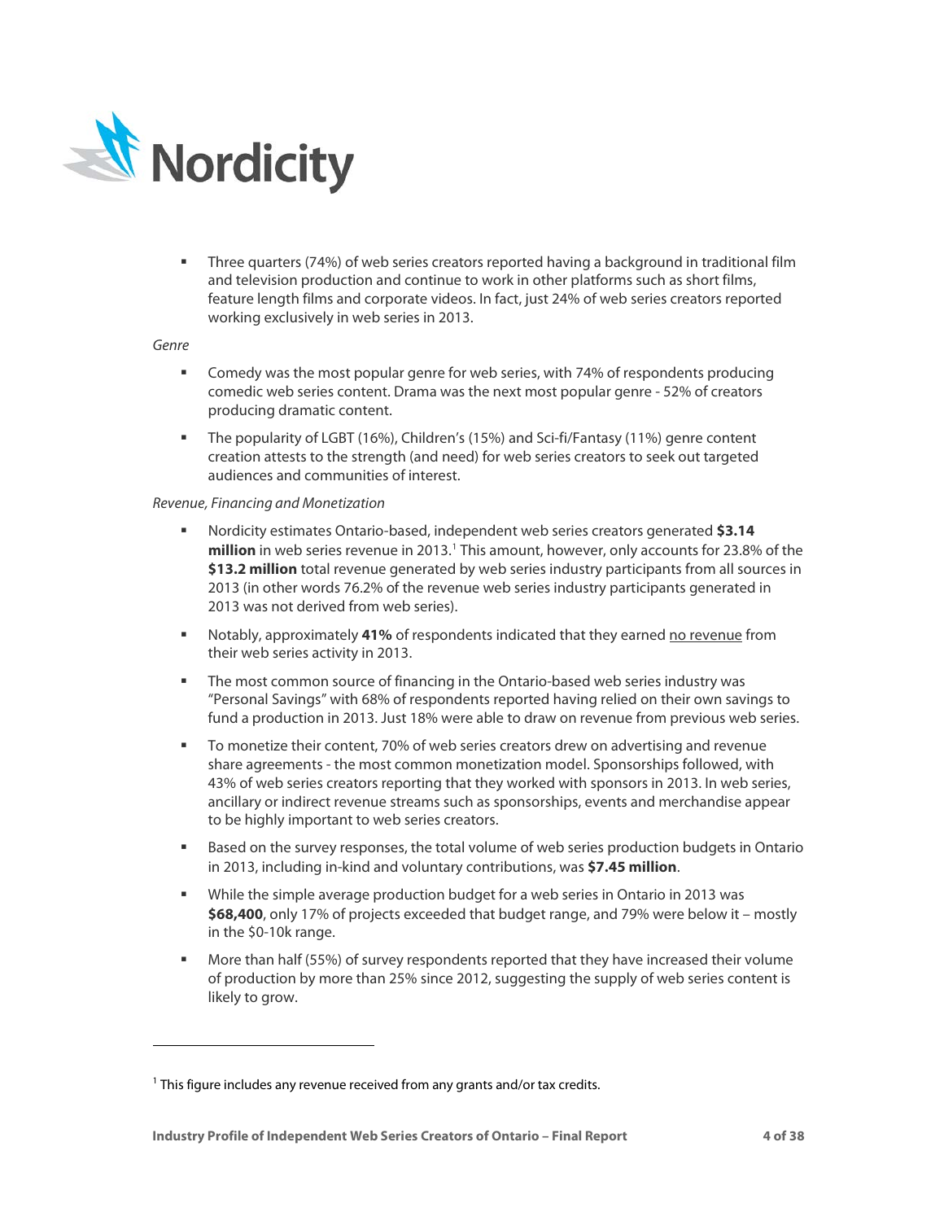- Three quarters (74%) of web series creators reported having a background in traditional film and television production and continue to work in other platforms such as short films, feature length films and corporate videos. In fact, just 24% of web series creators reported working exclusively in web series in 2013.

*Genre*

- Comedy was the most popular genre for web series, with 74% of respondents producing comedic web series content. Drama was the next most popular genre - 52% of creators producing dramatic content.
- The popularity of LGBT (16%), Children's (15%) and Sci-fi/Fantasy (11%) genre content creation attests to the strength (and need) for web series creators to seek out targeted audiences and communities of interest.

*Revenue, Financing and Monetization*

- Nordicity estimates Ontario-based, independent web series creators generated **$3.14 million** in web series revenue in 2013.[1] This amount, however, only accounts for 23.8% of the **$13.2 million** total revenue generated by web series industry participants from all sources in 2013 (in other words 76.2% of the revenue web series industry participants generated in 2013 was not derived from web series).
- Notably, approximately **41%** of respondents indicated that they earned <u>no revenue</u> from their web series activity in 2013.
- The most common source of financing in the Ontario-based web series industry was "Personal Savings" with 68% of respondents reported having relied on their own savings to fund a production in 2013. Just 18% were able to draw on revenue from previous web series.
- To monetize their content, 70% of web series creators drew on advertising and revenue share agreements - the most common monetization model. Sponsorships followed, with 43% of web series creators reporting that they worked with sponsors in 2013. In web series, ancillary or indirect revenue streams such as sponsorships, events and merchandise appear to be highly important to web series creators.
- Based on the survey responses, the total volume of web series production budgets in Ontario in 2013, including in-kind and voluntary contributions, was **$7.45 million**.
- While the simple average production budget for a web series in Ontario in 2013 was **$68,400**, only 17% of projects exceeded that budget range, and 79% were below it – mostly in the $0-10k range.
- More than half (55%) of survey respondents reported that they have increased their volume of production by more than 25% since 2012, suggesting the supply of web series content is likely to grow.

[1] This figure includes any revenue received from any grants and/or tax credits.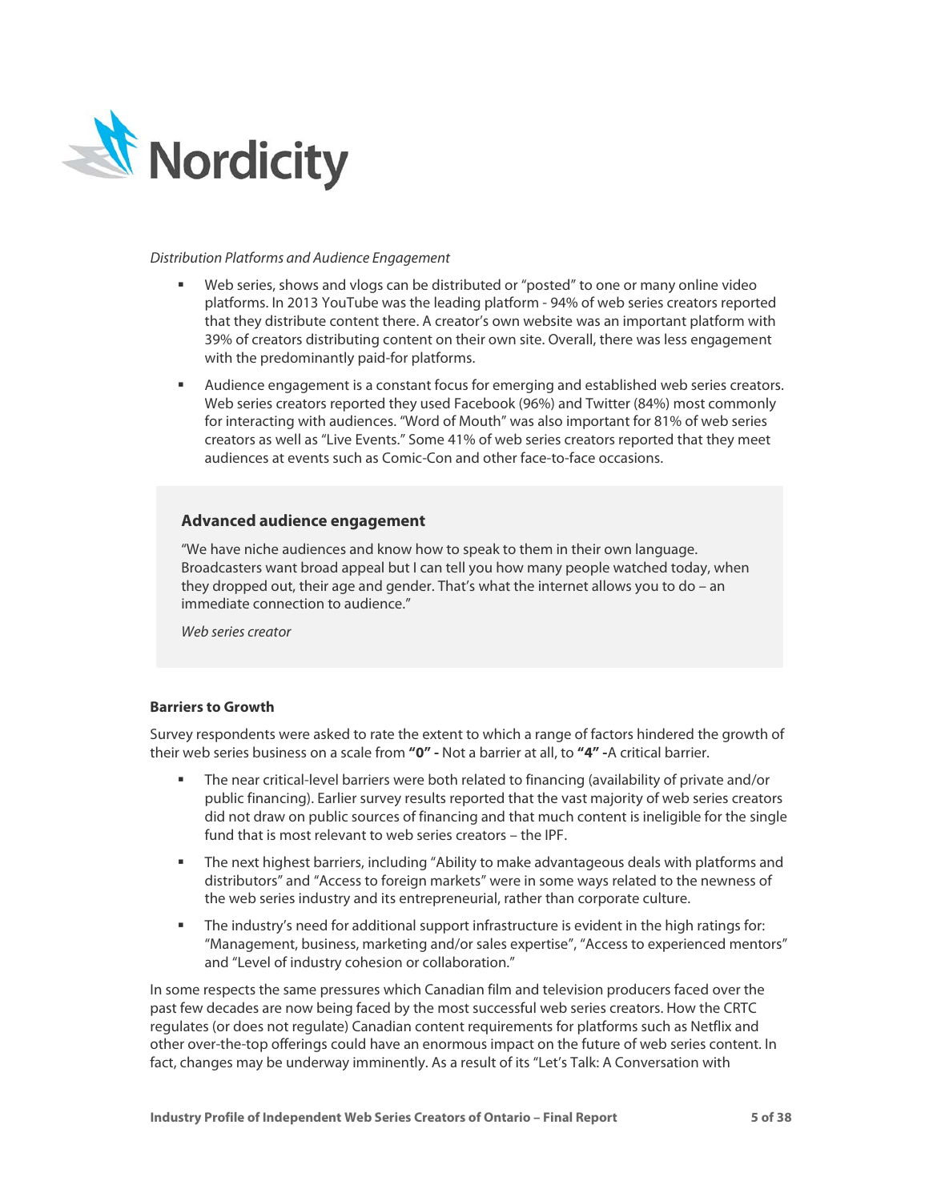*Distribution Platforms and Audience Engagement*

- Web series, shows and vlogs can be distributed or "posted" to one or many online video platforms. In 2013 YouTube was the leading platform - 94% of web series creators reported that they distribute content there. A creator's own website was an important platform with 39% of creators distributing content on their own site. Overall, there was less engagement with the predominantly paid-for platforms.
- Audience engagement is a constant focus for emerging and established web series creators. Web series creators reported they used Facebook (96%) and Twitter (84%) most commonly for interacting with audiences. "Word of Mouth" was also important for 81% of web series creators as well as "Live Events." Some 41% of web series creators reported that they meet audiences at events such as Comic-Con and other face-to-face occasions.

> **Advanced audience engagement**
>
> "We have niche audiences and know how to speak to them in their own language. Broadcasters want broad appeal but I can tell you how many people watched today, when they dropped out, their age and gender. That's what the internet allows you to do – an immediate connection to audience."
>
> *Web series creator*

**Barriers to Growth**

Survey respondents were asked to rate the extent to which a range of factors hindered the growth of their web series business on a scale from **"0" -** Not a barrier at all, to **"4" -** A critical barrier.

- The near critical-level barriers were both related to financing (availability of private and/or public financing). Earlier survey results reported that the vast majority of web series creators did not draw on public sources of financing and that much content is ineligible for the single fund that is most relevant to web series creators – the IPF.
- The next highest barriers, including "Ability to make advantageous deals with platforms and distributors" and "Access to foreign markets" were in some ways related to the newness of the web series industry and its entrepreneurial, rather than corporate culture.
- The industry's need for additional support infrastructure is evident in the high ratings for: "Management, business, marketing and/or sales expertise", "Access to experienced mentors" and "Level of industry cohesion or collaboration."

In some respects the same pressures which Canadian film and television producers faced over the past few decades are now being faced by the most successful web series creators. How the CRTC regulates (or does not regulate) Canadian content requirements for platforms such as Netflix and other over-the-top offerings could have an enormous impact on the future of web series content. In fact, changes may be underway imminently. As a result of its "Let's Talk: A Conversation with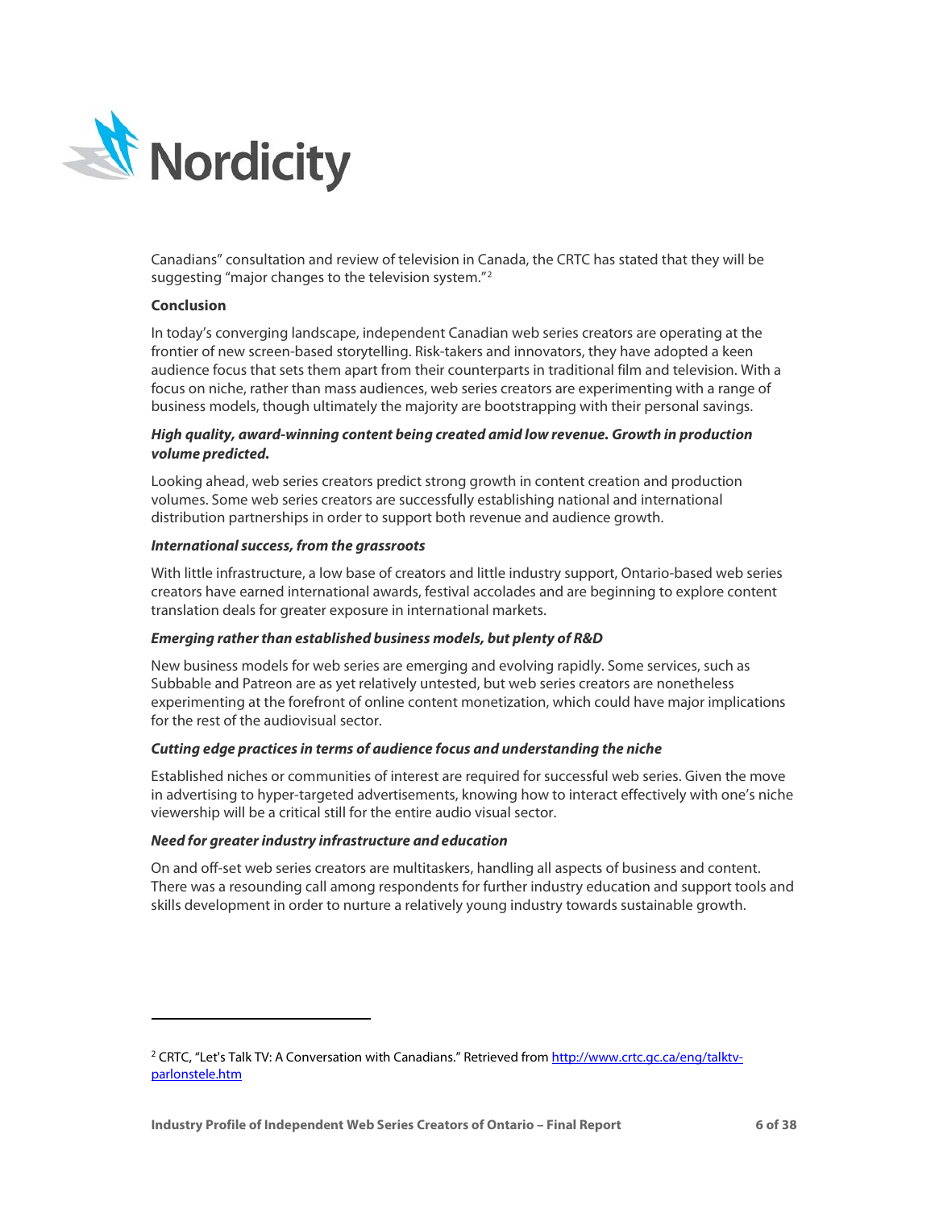Canadians" consultation and review of television in Canada, the CRTC has stated that they will be suggesting "major changes to the television system."[2]

**Conclusion**

In today's converging landscape, independent Canadian web series creators are operating at the frontier of new screen-based storytelling. Risk-takers and innovators, they have adopted a keen audience focus that sets them apart from their counterparts in traditional film and television. With a focus on niche, rather than mass audiences, web series creators are experimenting with a range of business models, though ultimately the majority are bootstrapping with their personal savings.

***High quality, award-winning content being created amid low revenue. Growth in production volume predicted.***

Looking ahead, web series creators predict strong growth in content creation and production volumes. Some web series creators are successfully establishing national and international distribution partnerships in order to support both revenue and audience growth.

***International success, from the grassroots***

With little infrastructure, a low base of creators and little industry support, Ontario-based web series creators have earned international awards, festival accolades and are beginning to explore content translation deals for greater exposure in international markets.

***Emerging rather than established business models, but plenty of R&D***

New business models for web series are emerging and evolving rapidly. Some services, such as Subbable and Patreon are as yet relatively untested, but web series creators are nonetheless experimenting at the forefront of online content monetization, which could have major implications for the rest of the audiovisual sector.

***Cutting edge practices in terms of audience focus and understanding the niche***

Established niches or communities of interest are required for successful web series. Given the move in advertising to hyper-targeted advertisements, knowing how to interact effectively with one's niche viewership will be a critical still for the entire audio visual sector.

***Need for greater industry infrastructure and education***

On and off-set web series creators are multitaskers, handling all aspects of business and content. There was a resounding call among respondents for further industry education and support tools and skills development in order to nurture a relatively young industry towards sustainable growth.

---

[2] CRTC, "Let's Talk TV: A Conversation with Canadians." Retrieved from http://www.crtc.gc.ca/eng/talktv-parlonstele.htm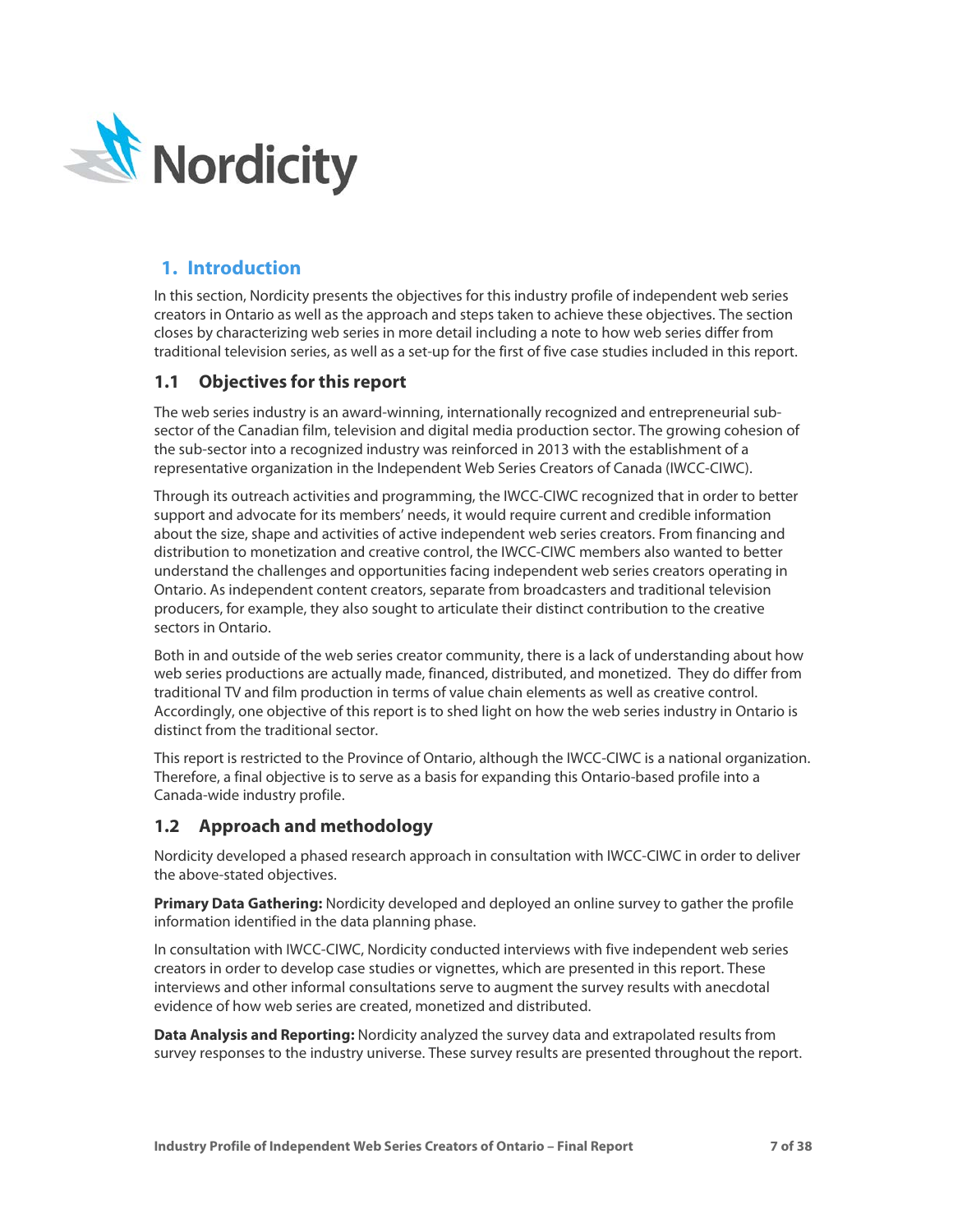## 1. Introduction

In this section, Nordicity presents the objectives for this industry profile of independent web series creators in Ontario as well as the approach and steps taken to achieve these objectives. The section closes by characterizing web series in more detail including a note to how web series differ from traditional television series, as well as a set-up for the first of five case studies included in this report.

### 1.1 Objectives for this report

The web series industry is an award-winning, internationally recognized and entrepreneurial sub-sector of the Canadian film, television and digital media production sector. The growing cohesion of the sub-sector into a recognized industry was reinforced in 2013 with the establishment of a representative organization in the Independent Web Series Creators of Canada (IWCC-CIWC).

Through its outreach activities and programming, the IWCC-CIWC recognized that in order to better support and advocate for its members' needs, it would require current and credible information about the size, shape and activities of active independent web series creators. From financing and distribution to monetization and creative control, the IWCC-CIWC members also wanted to better understand the challenges and opportunities facing independent web series creators operating in Ontario. As independent content creators, separate from broadcasters and traditional television producers, for example, they also sought to articulate their distinct contribution to the creative sectors in Ontario.

Both in and outside of the web series creator community, there is a lack of understanding about how web series productions are actually made, financed, distributed, and monetized. They do differ from traditional TV and film production in terms of value chain elements as well as creative control. Accordingly, one objective of this report is to shed light on how the web series industry in Ontario is distinct from the traditional sector.

This report is restricted to the Province of Ontario, although the IWCC-CIWC is a national organization. Therefore, a final objective is to serve as a basis for expanding this Ontario-based profile into a Canada-wide industry profile.

### 1.2 Approach and methodology

Nordicity developed a phased research approach in consultation with IWCC-CIWC in order to deliver the above-stated objectives.

**Primary Data Gathering:** Nordicity developed and deployed an online survey to gather the profile information identified in the data planning phase.

In consultation with IWCC-CIWC, Nordicity conducted interviews with five independent web series creators in order to develop case studies or vignettes, which are presented in this report. These interviews and other informal consultations serve to augment the survey results with anecdotal evidence of how web series are created, monetized and distributed.

**Data Analysis and Reporting:** Nordicity analyzed the survey data and extrapolated results from survey responses to the industry universe. These survey results are presented throughout the report.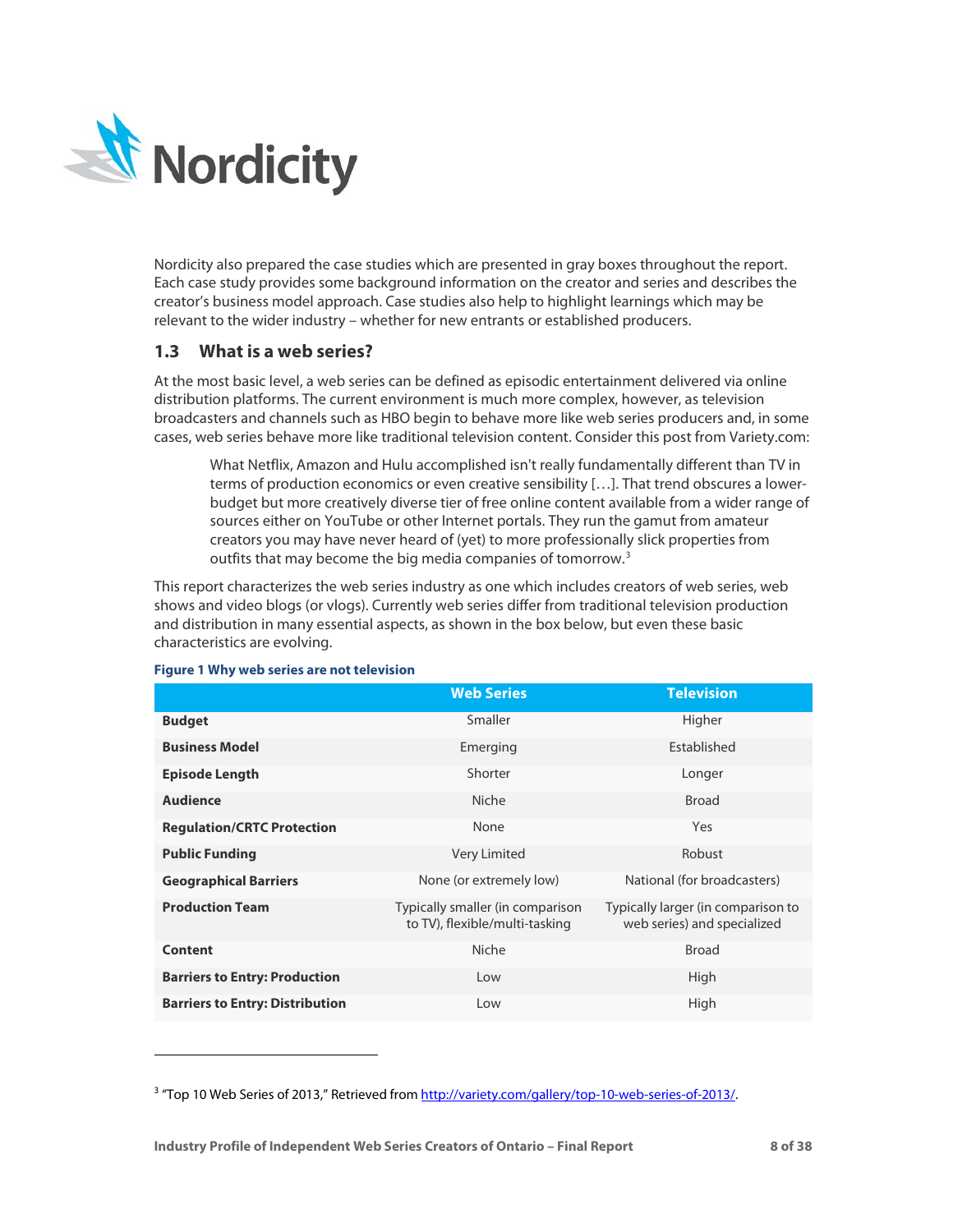Nordicity also prepared the case studies which are presented in gray boxes throughout the report. Each case study provides some background information on the creator and series and describes the creator's business model approach. Case studies also help to highlight learnings which may be relevant to the wider industry – whether for new entrants or established producers.

## 1.3 What is a web series?

At the most basic level, a web series can be defined as episodic entertainment delivered via online distribution platforms. The current environment is much more complex, however, as television broadcasters and channels such as HBO begin to behave more like web series producers and, in some cases, web series behave more like traditional television content. Consider this post from Variety.com:

> What Netflix, Amazon and Hulu accomplished isn't really fundamentally different than TV in terms of production economics or even creative sensibility […]. That trend obscures a lower-budget but more creatively diverse tier of free online content available from a wider range of sources either on YouTube or other Internet portals. They run the gamut from amateur creators you may have never heard of (yet) to more professionally slick properties from outfits that may become the big media companies of tomorrow.[3]

This report characterizes the web series industry as one which includes creators of web series, web shows and video blogs (or vlogs). Currently web series differ from traditional television production and distribution in many essential aspects, as shown in the box below, but even these basic characteristics are evolving.

**Figure 1 Why web series are not television**

| | Web Series | Television |
|---|---|---|
| **Budget** | Smaller | Higher |
| **Business Model** | Emerging | Established |
| **Episode Length** | Shorter | Longer |
| **Audience** | Niche | Broad |
| **Regulation/CRTC Protection** | None | Yes |
| **Public Funding** | Very Limited | Robust |
| **Geographical Barriers** | None (or extremely low) | National (for broadcasters) |
| **Production Team** | Typically smaller (in comparison to TV), flexible/multi-tasking | Typically larger (in comparison to web series) and specialized |
| **Content** | Niche | Broad |
| **Barriers to Entry: Production** | Low | High |
| **Barriers to Entry: Distribution** | Low | High |

[3] "Top 10 Web Series of 2013," Retrieved from http://variety.com/gallery/top-10-web-series-of-2013/.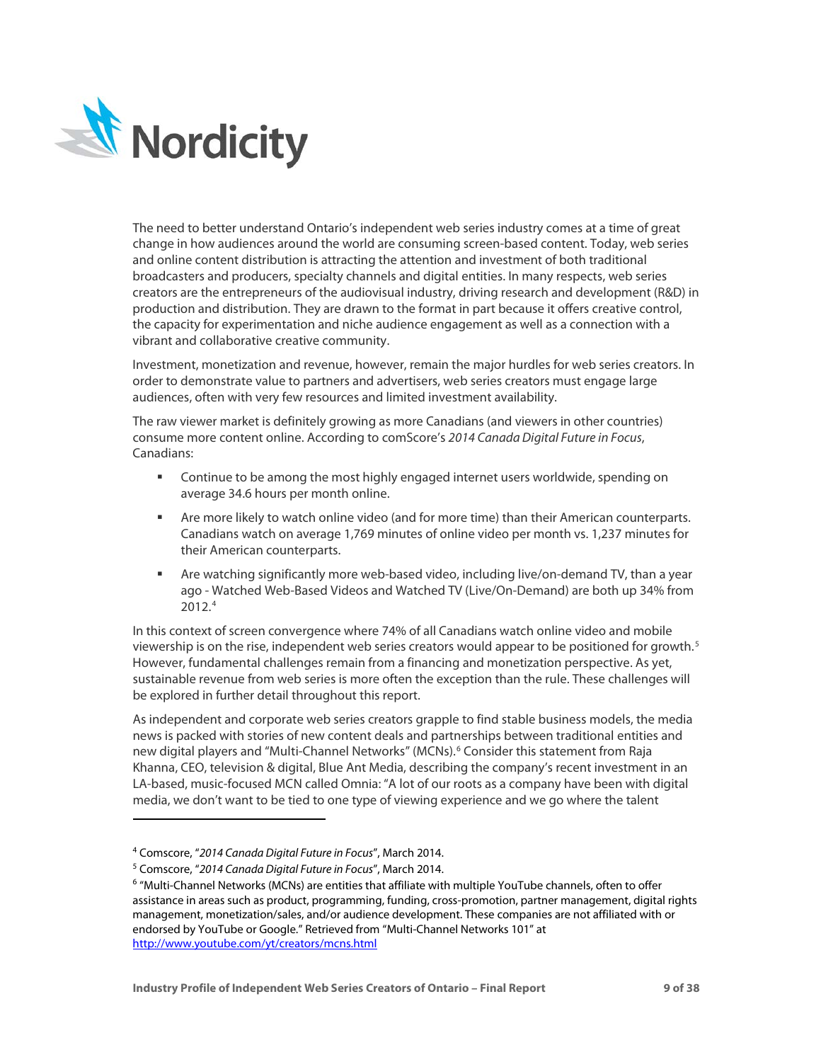The need to better understand Ontario's independent web series industry comes at a time of great change in how audiences around the world are consuming screen-based content. Today, web series and online content distribution is attracting the attention and investment of both traditional broadcasters and producers, specialty channels and digital entities. In many respects, web series creators are the entrepreneurs of the audiovisual industry, driving research and development (R&D) in production and distribution. They are drawn to the format in part because it offers creative control, the capacity for experimentation and niche audience engagement as well as a connection with a vibrant and collaborative creative community.

Investment, monetization and revenue, however, remain the major hurdles for web series creators. In order to demonstrate value to partners and advertisers, web series creators must engage large audiences, often with very few resources and limited investment availability.

The raw viewer market is definitely growing as more Canadians (and viewers in other countries) consume more content online. According to comScore's *2014 Canada Digital Future in Focus*, Canadians:

- Continue to be among the most highly engaged internet users worldwide, spending on average 34.6 hours per month online.
- Are more likely to watch online video (and for more time) than their American counterparts. Canadians watch on average 1,769 minutes of online video per month vs. 1,237 minutes for their American counterparts.
- Are watching significantly more web-based video, including live/on-demand TV, than a year ago - Watched Web-Based Videos and Watched TV (Live/On-Demand) are both up 34% from 2012.[4]

In this context of screen convergence where 74% of all Canadians watch online video and mobile viewership is on the rise, independent web series creators would appear to be positioned for growth.[5] However, fundamental challenges remain from a financing and monetization perspective. As yet, sustainable revenue from web series is more often the exception than the rule. These challenges will be explored in further detail throughout this report.

As independent and corporate web series creators grapple to find stable business models, the media news is packed with stories of new content deals and partnerships between traditional entities and new digital players and "Multi-Channel Networks" (MCNs).[6] Consider this statement from Raja Khanna, CEO, television & digital, Blue Ant Media, describing the company's recent investment in an LA-based, music-focused MCN called Omnia: "A lot of our roots as a company have been with digital media, we don't want to be tied to one type of viewing experience and we go where the talent

---

[4] Comscore, "*2014 Canada Digital Future in Focus*", March 2014.

[5] Comscore, "*2014 Canada Digital Future in Focus*", March 2014.

[6] "Multi-Channel Networks (MCNs) are entities that affiliate with multiple YouTube channels, often to offer assistance in areas such as product, programming, funding, cross-promotion, partner management, digital rights management, monetization/sales, and/or audience development. These companies are not affiliated with or endorsed by YouTube or Google." Retrieved from "Multi-Channel Networks 101" at http://www.youtube.com/yt/creators/mcns.html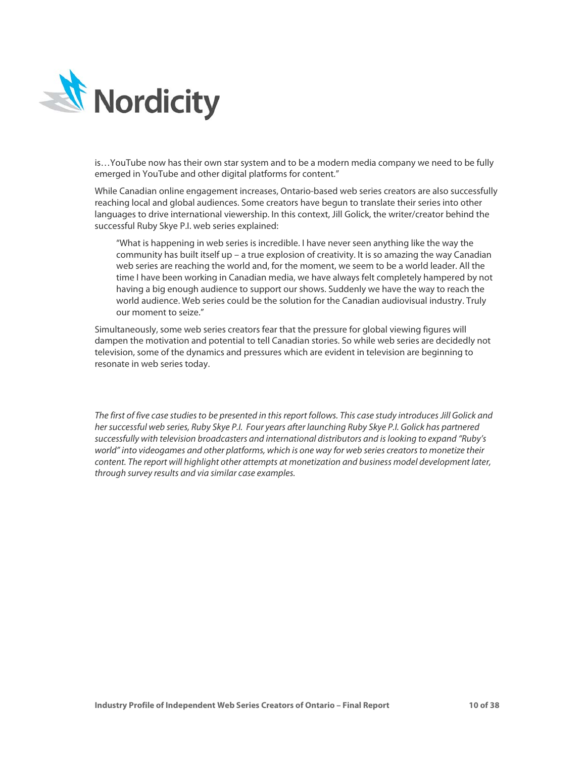is…YouTube now has their own star system and to be a modern media company we need to be fully emerged in YouTube and other digital platforms for content."

While Canadian online engagement increases, Ontario-based web series creators are also successfully reaching local and global audiences. Some creators have begun to translate their series into other languages to drive international viewership. In this context, Jill Golick, the writer/creator behind the successful Ruby Skye P.I. web series explained:

> "What is happening in web series is incredible. I have never seen anything like the way the community has built itself up – a true explosion of creativity. It is so amazing the way Canadian web series are reaching the world and, for the moment, we seem to be a world leader. All the time I have been working in Canadian media, we have always felt completely hampered by not having a big enough audience to support our shows. Suddenly we have the way to reach the world audience. Web series could be the solution for the Canadian audiovisual industry. Truly our moment to seize."

Simultaneously, some web series creators fear that the pressure for global viewing figures will dampen the motivation and potential to tell Canadian stories. So while web series are decidedly not television, some of the dynamics and pressures which are evident in television are beginning to resonate in web series today.

*The first of five case studies to be presented in this report follows. This case study introduces Jill Golick and her successful web series, Ruby Skye P.I. Four years after launching Ruby Skye P.I. Golick has partnered successfully with television broadcasters and international distributors and is looking to expand "Ruby's world" into videogames and other platforms, which is one way for web series creators to monetize their content. The report will highlight other attempts at monetization and business model development later, through survey results and via similar case examples.*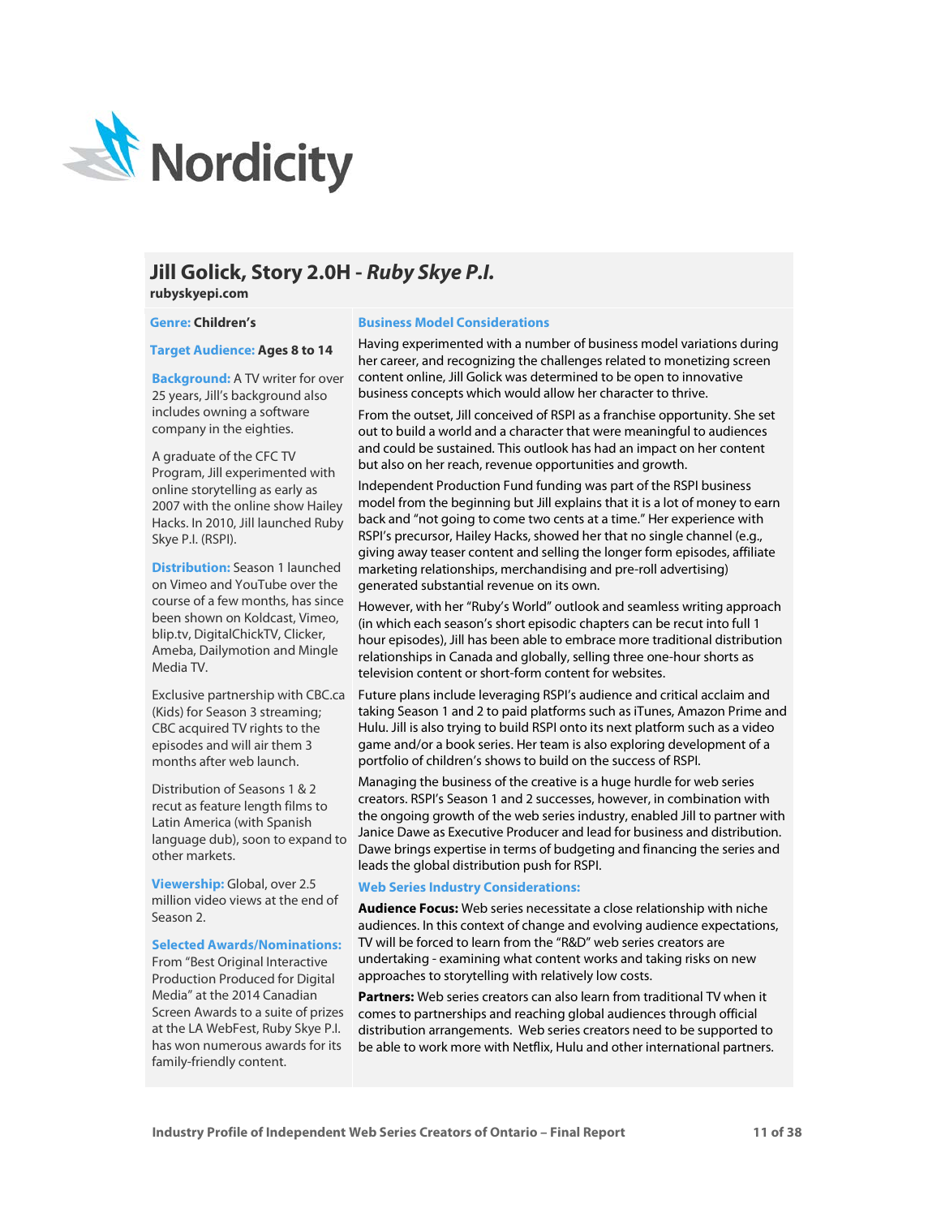Nordicity

## Jill Golick, Story 2.0H - *Ruby Skye P.I.*

**rubyskyepi.com**

**Genre:** Children's

**Target Audience:** Ages 8 to 14

**Background:** A TV writer for over 25 years, Jill's background also includes owning a software company in the eighties.

A graduate of the CFC TV Program, Jill experimented with online storytelling as early as 2007 with the online show Hailey Hacks. In 2010, Jill launched Ruby Skye P.I. (RSPI).

**Distribution:** Season 1 launched on Vimeo and YouTube over the course of a few months, has since been shown on Koldcast, Vimeo, blip.tv, DigitalChickTV, Clicker, Ameba, Dailymotion and Mingle Media TV.

Exclusive partnership with CBC.ca (Kids) for Season 3 streaming; CBC acquired TV rights to the episodes and will air them 3 months after web launch.

Distribution of Seasons 1 & 2 recut as feature length films to Latin America (with Spanish language dub), soon to expand to other markets.

**Viewership:** Global, over 2.5 million video views at the end of Season 2.

**Selected Awards/Nominations:** From "Best Original Interactive Production Produced for Digital Media" at the 2014 Canadian Screen Awards to a suite of prizes at the LA WebFest, Ruby Skye P.I. has won numerous awards for its family-friendly content.

### Business Model Considerations

Having experimented with a number of business model variations during her career, and recognizing the challenges related to monetizing screen content online, Jill Golick was determined to be open to innovative business concepts which would allow her character to thrive.

From the outset, Jill conceived of RSPI as a franchise opportunity. She set out to build a world and a character that were meaningful to audiences and could be sustained. This outlook has had an impact on her content but also on her reach, revenue opportunities and growth.

Independent Production Fund funding was part of the RSPI business model from the beginning but Jill explains that it is a lot of money to earn back and "not going to come two cents at a time." Her experience with RSPI's precursor, Hailey Hacks, showed her that no single channel (e.g., giving away teaser content and selling the longer form episodes, affiliate marketing relationships, merchandising and pre-roll advertising) generated substantial revenue on its own.

However, with her "Ruby's World" outlook and seamless writing approach (in which each season's short episodic chapters can be recut into full 1 hour episodes), Jill has been able to embrace more traditional distribution relationships in Canada and globally, selling three one-hour shorts as television content or short-form content for websites.

Future plans include leveraging RSPI's audience and critical acclaim and taking Season 1 and 2 to paid platforms such as iTunes, Amazon Prime and Hulu. Jill is also trying to build RSPI onto its next platform such as a video game and/or a book series. Her team is also exploring development of a portfolio of children's shows to build on the success of RSPI.

Managing the business of the creative is a huge hurdle for web series creators. RSPI's Season 1 and 2 successes, however, in combination with the ongoing growth of the web series industry, enabled Jill to partner with Janice Dawe as Executive Producer and lead for business and distribution. Dawe brings expertise in terms of budgeting and financing the series and leads the global distribution push for RSPI.

### Web Series Industry Considerations:

**Audience Focus:** Web series necessitate a close relationship with niche audiences. In this context of change and evolving audience expectations, TV will be forced to learn from the "R&D" web series creators are undertaking - examining what content works and taking risks on new approaches to storytelling with relatively low costs.

**Partners:** Web series creators can also learn from traditional TV when it comes to partnerships and reaching global audiences through official distribution arrangements. Web series creators need to be supported to be able to work more with Netflix, Hulu and other international partners.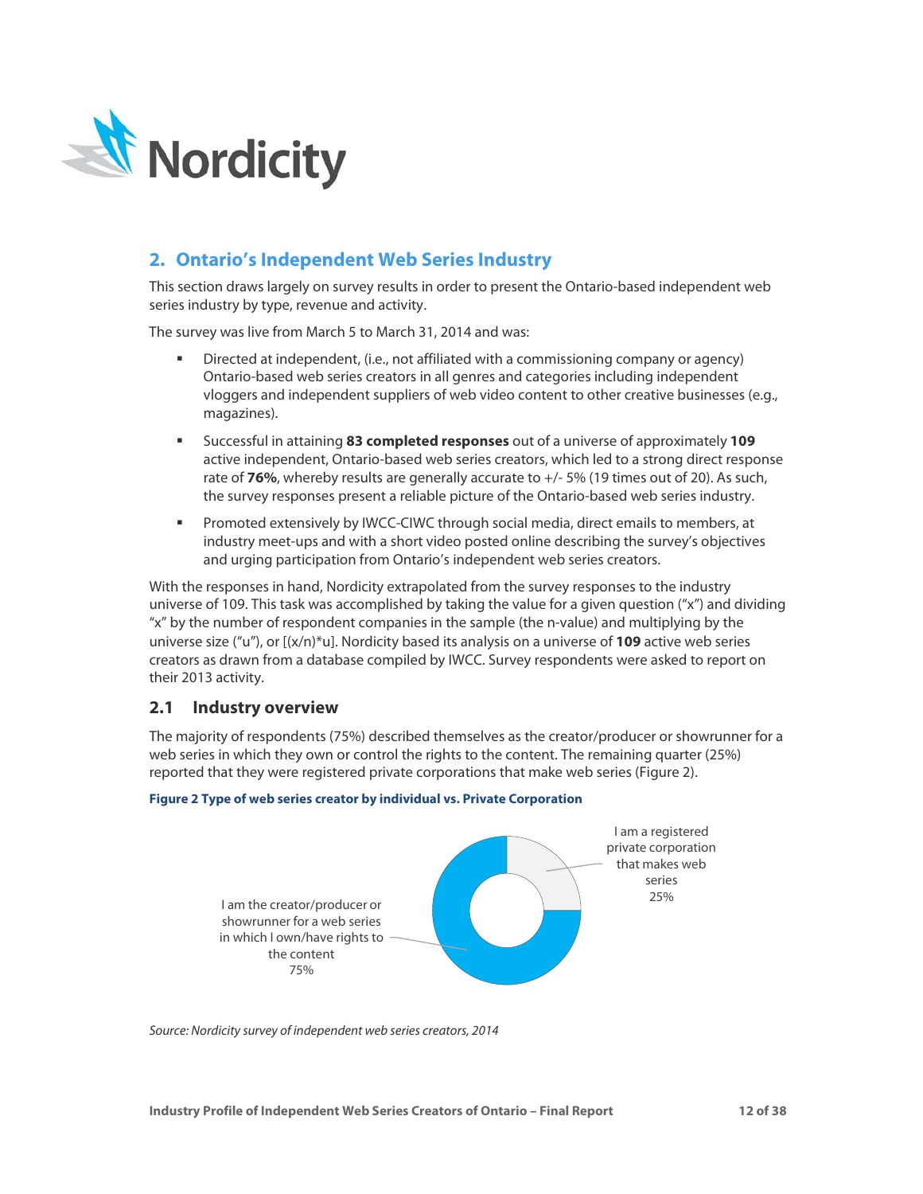## 2. Ontario's Independent Web Series Industry

This section draws largely on survey results in order to present the Ontario-based independent web series industry by type, revenue and activity.

The survey was live from March 5 to March 31, 2014 and was:

- Directed at independent, (i.e., not affiliated with a commissioning company or agency) Ontario-based web series creators in all genres and categories including independent vloggers and independent suppliers of web video content to other creative businesses (e.g., magazines).
- Successful in attaining **83 completed responses** out of a universe of approximately **109** active independent, Ontario-based web series creators, which led to a strong direct response rate of **76%**, whereby results are generally accurate to +/- 5% (19 times out of 20). As such, the survey responses present a reliable picture of the Ontario-based web series industry.
- Promoted extensively by IWCC-CIWC through social media, direct emails to members, at industry meet-ups and with a short video posted online describing the survey's objectives and urging participation from Ontario's independent web series creators.

With the responses in hand, Nordicity extrapolated from the survey responses to the industry universe of 109. This task was accomplished by taking the value for a given question ("x") and dividing "x" by the number of respondent companies in the sample (the n-value) and multiplying by the universe size ("u"), or [(x/n)*u]. Nordicity based its analysis on a universe of **109** active web series creators as drawn from a database compiled by IWCC. Survey respondents were asked to report on their 2013 activity.

### 2.1 Industry overview

The majority of respondents (75%) described themselves as the creator/producer or showrunner for a web series in which they own or control the rights to the content. The remaining quarter (25%) reported that they were registered private corporations that make web series (Figure 2).

**Figure 2 Type of web series creator by individual vs. Private Corporation**

| Type | Share |
|---|---|
| I am the creator/producer or showrunner for a web series in which I own/have rights to the content | 75% |
| I am a registered private corporation that makes web series | 25% |

*Source: Nordicity survey of independent web series creators, 2014*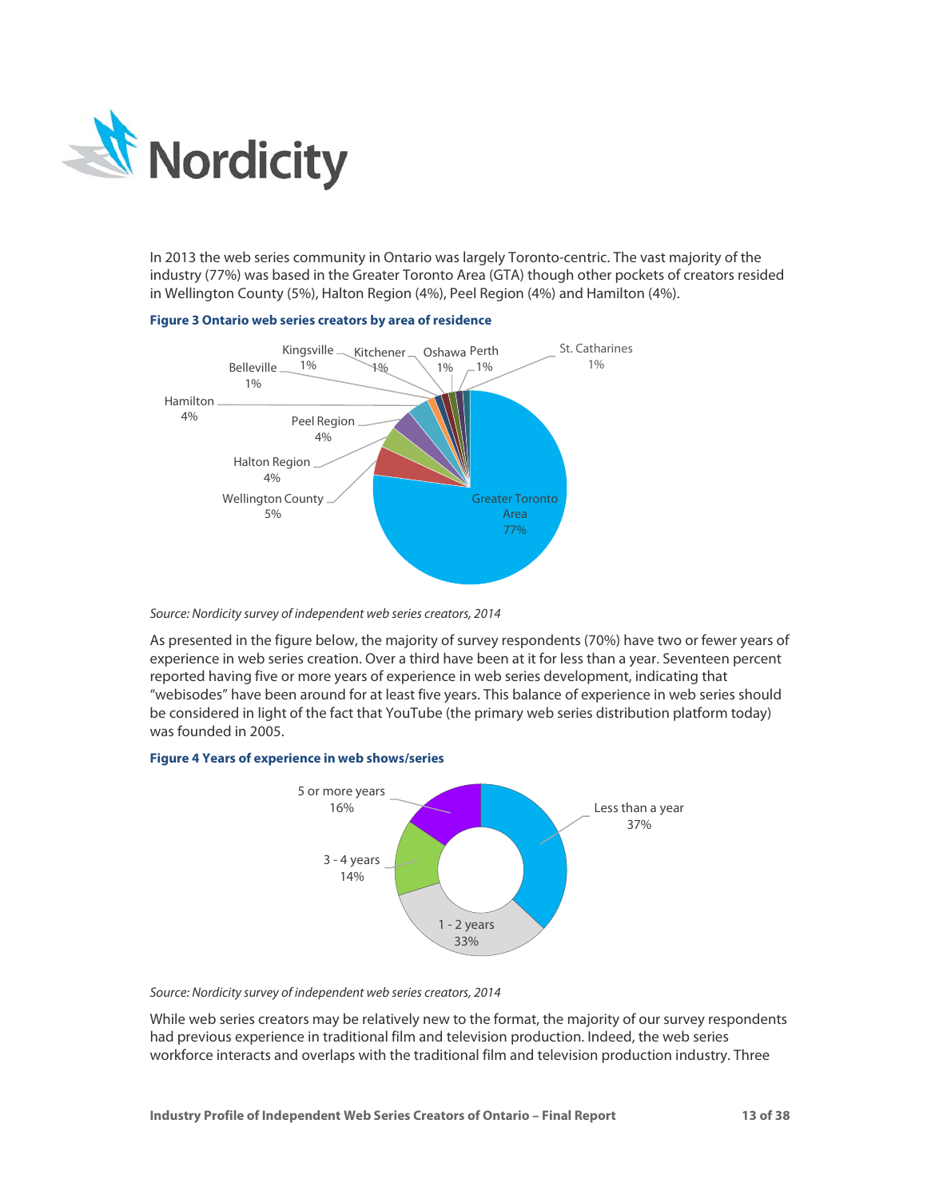In 2013 the web series community in Ontario was largely Toronto-centric. The vast majority of the industry (77%) was based in the Greater Toronto Area (GTA) though other pockets of creators resided in Wellington County (5%), Halton Region (4%), Peel Region (4%) and Hamilton (4%).

**Figure 3 Ontario web series creators by area of residence**

| Area | Share |
|---|---|
| Greater Toronto Area | 77% |
| Wellington County | 5% |
| Halton Region | 4% |
| Peel Region | 4% |
| Hamilton | 4% |
| Belleville | 1% |
| Kingsville | 1% |
| Kitchener | 1% |
| Oshawa | 1% |
| Perth | 1% |
| St. Catharines | 1% |

*Source: Nordicity survey of independent web series creators, 2014*

As presented in the figure below, the majority of survey respondents (70%) have two or fewer years of experience in web series creation. Over a third have been at it for less than a year. Seventeen percent reported having five or more years of experience in web series development, indicating that "webisodes" have been around for at least five years. This balance of experience in web series should be considered in light of the fact that YouTube (the primary web series distribution platform today) was founded in 2005.

**Figure 4 Years of experience in web shows/series**

| Years of experience | Share |
|---|---|
| Less than a year | 37% |
| 1 - 2 years | 33% |
| 3 - 4 years | 14% |
| 5 or more years | 16% |

*Source: Nordicity survey of independent web series creators, 2014*

While web series creators may be relatively new to the format, the majority of our survey respondents had previous experience in traditional film and television production. Indeed, the web series workforce interacts and overlaps with the traditional film and television production industry. Three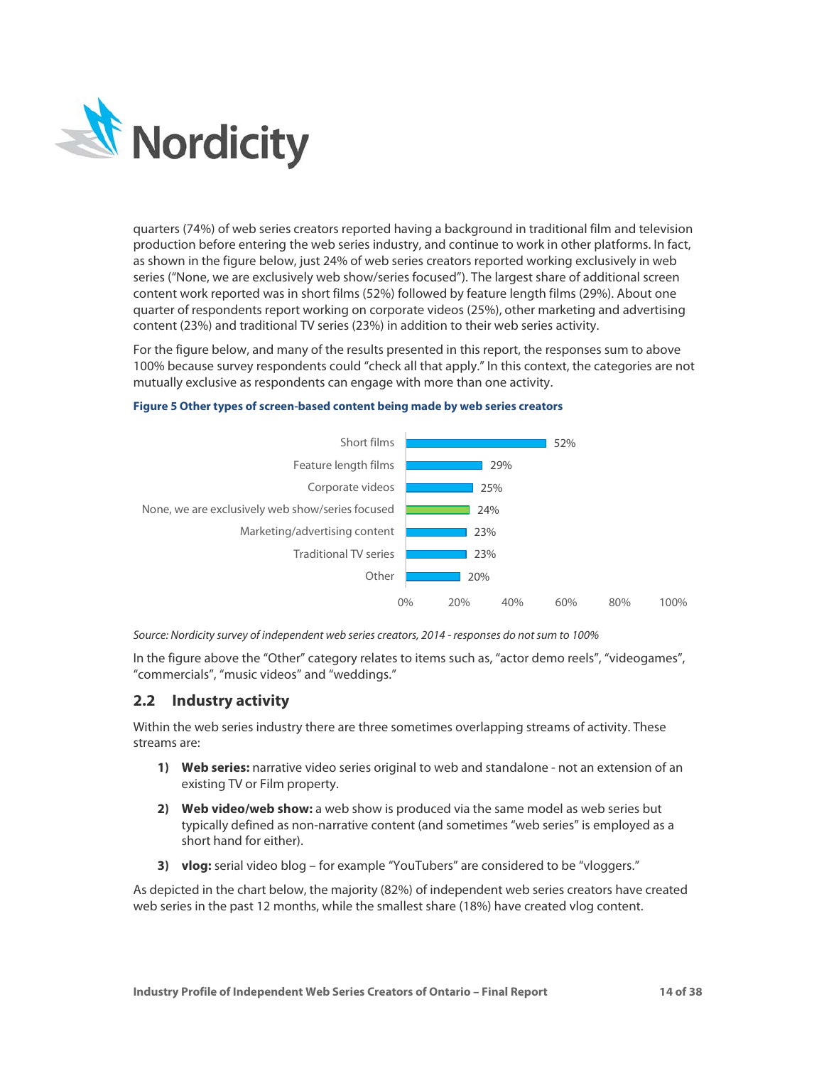quarters (74%) of web series creators reported having a background in traditional film and television production before entering the web series industry, and continue to work in other platforms. In fact, as shown in the figure below, just 24% of web series creators reported working exclusively in web series ("None, we are exclusively web show/series focused"). The largest share of additional screen content work reported was in short films (52%) followed by feature length films (29%). About one quarter of respondents report working on corporate videos (25%), other marketing and advertising content (23%) and traditional TV series (23%) in addition to their web series activity.

For the figure below, and many of the results presented in this report, the responses sum to above 100% because survey respondents could "check all that apply." In this context, the categories are not mutually exclusive as respondents can engage with more than one activity.

**Figure 5 Other types of screen-based content being made by web series creators**

| Content type | Share |
|---|---|
| Short films | 52% |
| Feature length films | 29% |
| Corporate videos | 25% |
| None, we are exclusively web show/series focused | 24% |
| Marketing/advertising content | 23% |
| Traditional TV series | 23% |
| Other | 20% |

*Source: Nordicity survey of independent web series creators, 2014 - responses do not sum to 100%*

In the figure above the "Other" category relates to items such as, "actor demo reels", "videogames", "commercials", "music videos" and "weddings."

## 2.2 Industry activity

Within the web series industry there are three sometimes overlapping streams of activity. These streams are:

1) **Web series:** narrative video series original to web and standalone - not an extension of an existing TV or Film property.
2) **Web video/web show:** a web show is produced via the same model as web series but typically defined as non-narrative content (and sometimes "web series" is employed as a short hand for either).
3) **vlog:** serial video blog – for example "YouTubers" are considered to be "vloggers."

As depicted in the chart below, the majority (82%) of independent web series creators have created web series in the past 12 months, while the smallest share (18%) have created vlog content.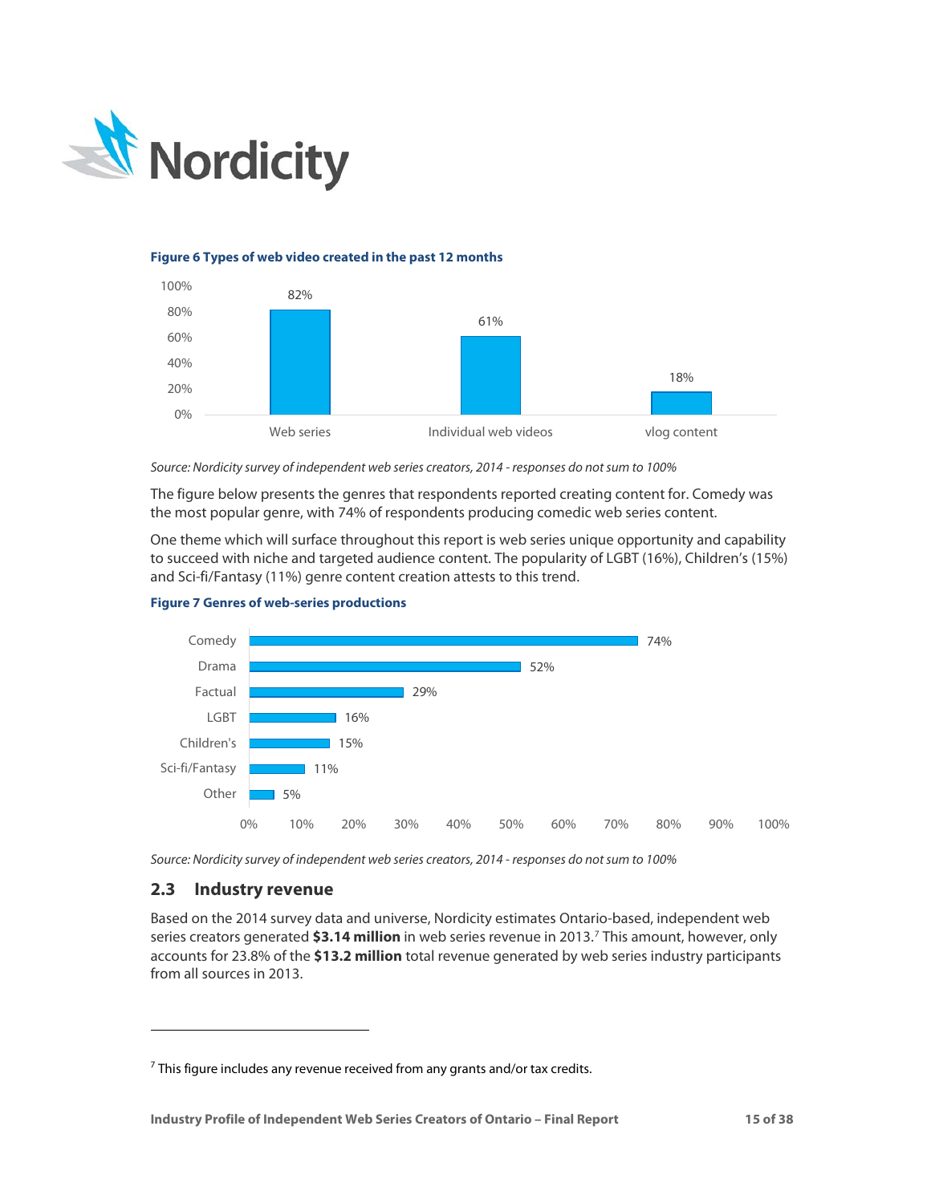**Figure 6 Types of web video created in the past 12 months**

| Type | % |
|---|---|
| Web series | 82% |
| Individual web videos | 61% |
| vlog content | 18% |

*Source: Nordicity survey of independent web series creators, 2014 - responses do not sum to 100%*

The figure below presents the genres that respondents reported creating content for. Comedy was the most popular genre, with 74% of respondents producing comedic web series content.

One theme which will surface throughout this report is web series unique opportunity and capability to succeed with niche and targeted audience content. The popularity of LGBT (16%), Children's (15%) and Sci-fi/Fantasy (11%) genre content creation attests to this trend.

**Figure 7 Genres of web-series productions**

| Genre | % |
|---|---|
| Comedy | 74% |
| Drama | 52% |
| Factual | 29% |
| LGBT | 16% |
| Children's | 15% |
| Sci-fi/Fantasy | 11% |
| Other | 5% |

*Source: Nordicity survey of independent web series creators, 2014 - responses do not sum to 100%*

## 2.3 Industry revenue

Based on the 2014 survey data and universe, Nordicity estimates Ontario-based, independent web series creators generated **$3.14 million** in web series revenue in 2013.[7] This amount, however, only accounts for 23.8% of the **$13.2 million** total revenue generated by web series industry participants from all sources in 2013.

[7] This figure includes any revenue received from any grants and/or tax credits.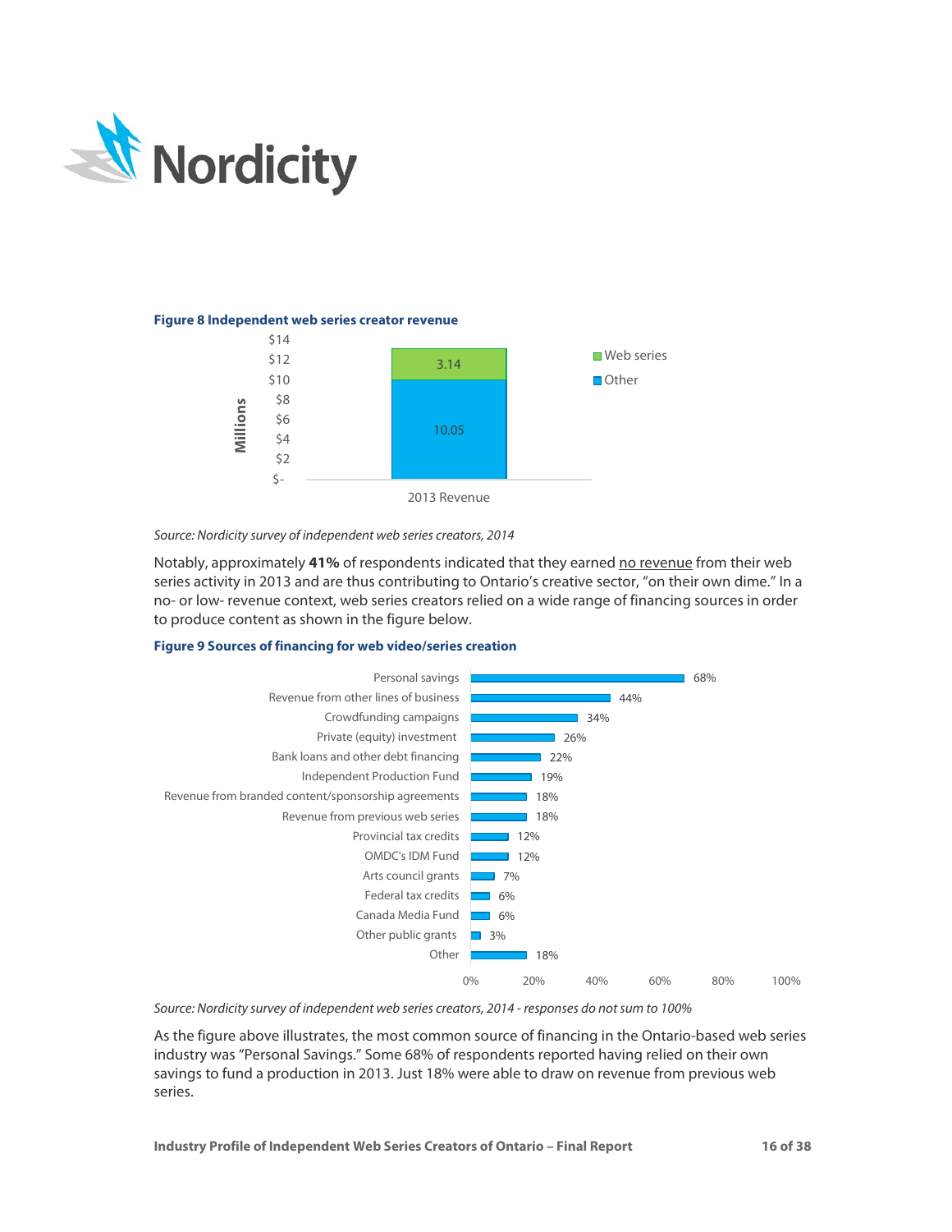**Figure 8 Independent web series creator revenue**

| 2013 Revenue | Millions |
|---|---|
| Web series | 3.14 |
| Other | 10.05 |

*Source: Nordicity survey of independent web series creators, 2014*

Notably, approximately **41%** of respondents indicated that they earned no revenue from their web series activity in 2013 and are thus contributing to Ontario's creative sector, "on their own dime." In a no- or low- revenue context, web series creators relied on a wide range of financing sources in order to produce content as shown in the figure below.

**Figure 9 Sources of financing for web video/series creation**

| Source | % |
|---|---|
| Personal savings | 68% |
| Revenue from other lines of business | 44% |
| Crowdfunding campaigns | 34% |
| Private (equity) investment | 26% |
| Bank loans and other debt financing | 22% |
| Independent Production Fund | 19% |
| Revenue from branded content/sponsorship agreements | 18% |
| Revenue from previous web series | 18% |
| Provincial tax credits | 12% |
| OMDC's IDM Fund | 12% |
| Arts council grants | 7% |
| Federal tax credits | 6% |
| Canada Media Fund | 6% |
| Other public grants | 3% |
| Other | 18% |

*Source: Nordicity survey of independent web series creators, 2014 - responses do not sum to 100%*

As the figure above illustrates, the most common source of financing in the Ontario-based web series industry was "Personal Savings." Some 68% of respondents reported having relied on their own savings to fund a production in 2013. Just 18% were able to draw on revenue from previous web series.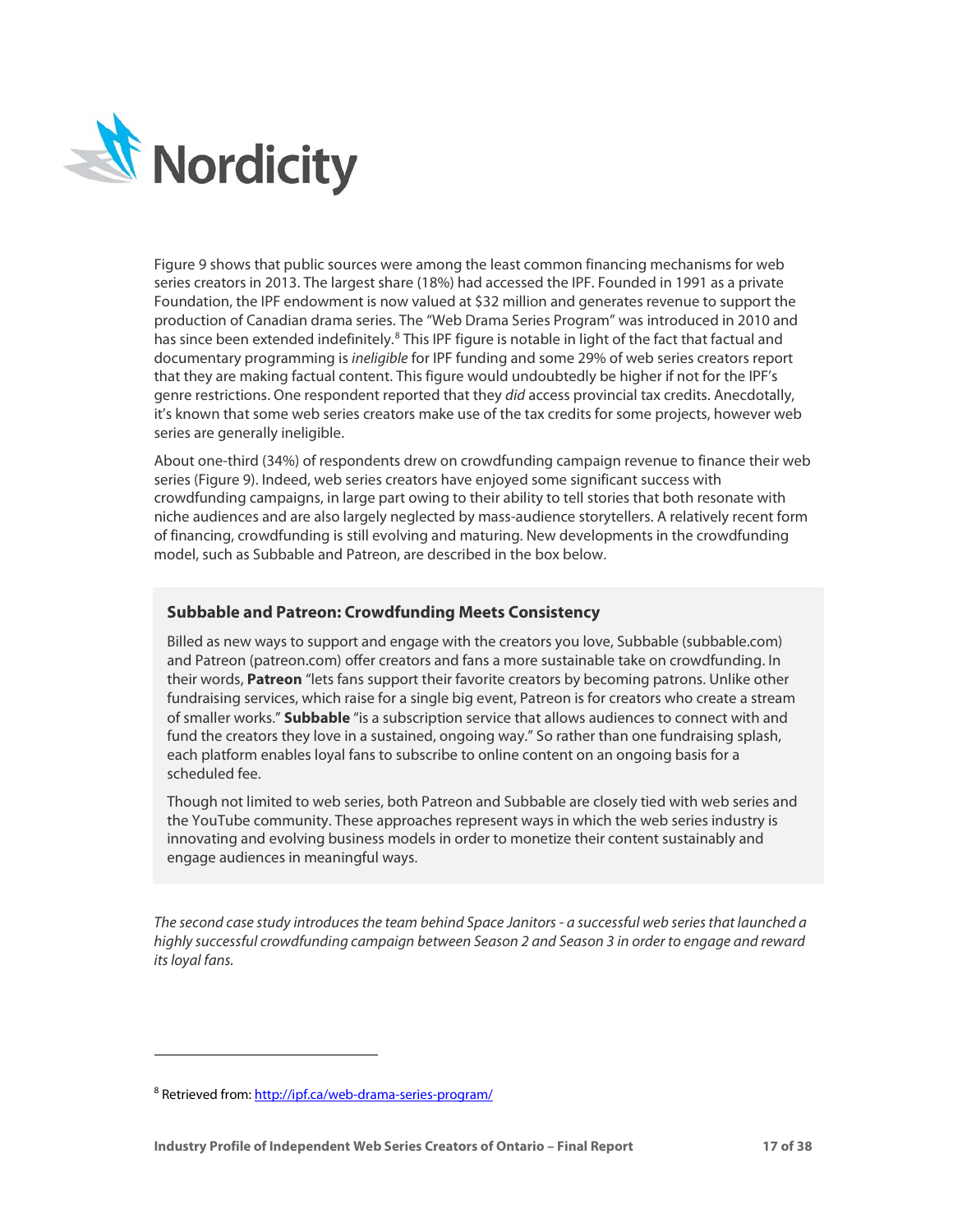Figure 9 shows that public sources were among the least common financing mechanisms for web series creators in 2013. The largest share (18%) had accessed the IPF. Founded in 1991 as a private Foundation, the IPF endowment is now valued at $32 million and generates revenue to support the production of Canadian drama series. The "Web Drama Series Program" was introduced in 2010 and has since been extended indefinitely.[8] This IPF figure is notable in light of the fact that factual and documentary programming is *ineligible* for IPF funding and some 29% of web series creators report that they are making factual content. This figure would undoubtedly be higher if not for the IPF's genre restrictions. One respondent reported that they *did* access provincial tax credits. Anecdotally, it's known that some web series creators make use of the tax credits for some projects, however web series are generally ineligible.

About one-third (34%) of respondents drew on crowdfunding campaign revenue to finance their web series (Figure 9). Indeed, web series creators have enjoyed some significant success with crowdfunding campaigns, in large part owing to their ability to tell stories that both resonate with niche audiences and are also largely neglected by mass-audience storytellers. A relatively recent form of financing, crowdfunding is still evolving and maturing. New developments in the crowdfunding model, such as Subbable and Patreon, are described in the box below.

### Subbable and Patreon: Crowdfunding Meets Consistency

Billed as new ways to support and engage with the creators you love, Subbable (subbable.com) and Patreon (patreon.com) offer creators and fans a more sustainable take on crowdfunding. In their words, **Patreon** "lets fans support their favorite creators by becoming patrons. Unlike other fundraising services, which raise for a single big event, Patreon is for creators who create a stream of smaller works." **Subbable** "is a subscription service that allows audiences to connect with and fund the creators they love in a sustained, ongoing way." So rather than one fundraising splash, each platform enables loyal fans to subscribe to online content on an ongoing basis for a scheduled fee.

Though not limited to web series, both Patreon and Subbable are closely tied with web series and the YouTube community. These approaches represent ways in which the web series industry is innovating and evolving business models in order to monetize their content sustainably and engage audiences in meaningful ways.

*The second case study introduces the team behind Space Janitors - a successful web series that launched a highly successful crowdfunding campaign between Season 2 and Season 3 in order to engage and reward its loyal fans.*

---

[8] Retrieved from: http://ipf.ca/web-drama-series-program/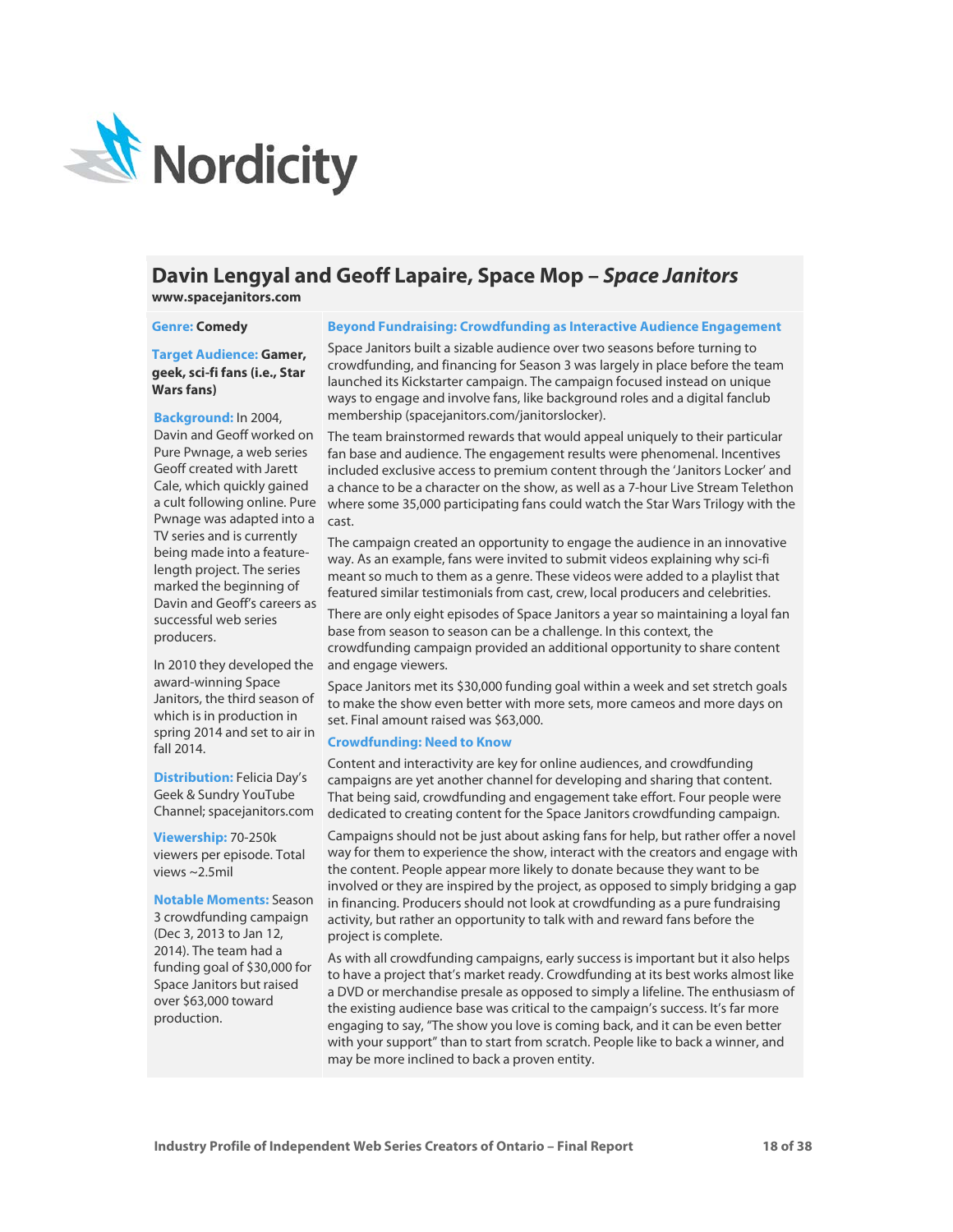Nordicity

## Davin Lengyal and Geoff Lapaire, Space Mop – *Space Janitors*

**www.spacejanitors.com**

**Genre:** Comedy

**Target Audience:** Gamer, geek, sci-fi fans (i.e., Star Wars fans)

**Background:** In 2004, Davin and Geoff worked on Pure Pwnage, a web series Geoff created with Jarett Cale, which quickly gained a cult following online. Pure Pwnage was adapted into a TV series and is currently being made into a feature-length project. The series marked the beginning of Davin and Geoff's careers as successful web series producers.

In 2010 they developed the award-winning Space Janitors, the third season of which is in production in spring 2014 and set to air in fall 2014.

**Distribution:** Felicia Day's Geek & Sundry YouTube Channel; spacejanitors.com

**Viewership:** 70-250k viewers per episode. Total views ~2.5mil

**Notable Moments:** Season 3 crowdfunding campaign (Dec 3, 2013 to Jan 12, 2014). The team had a funding goal of $30,000 for Space Janitors but raised over $63,000 toward production.

### Beyond Fundraising: Crowdfunding as Interactive Audience Engagement

Space Janitors built a sizable audience over two seasons before turning to crowdfunding, and financing for Season 3 was largely in place before the team launched its Kickstarter campaign. The campaign focused instead on unique ways to engage and involve fans, like background roles and a digital fanclub membership (spacejanitors.com/janitorslocker).

The team brainstormed rewards that would appeal uniquely to their particular fan base and audience. The engagement results were phenomenal. Incentives included exclusive access to premium content through the 'Janitors Locker' and a chance to be a character on the show, as well as a 7-hour Live Stream Telethon where some 35,000 participating fans could watch the Star Wars Trilogy with the cast.

The campaign created an opportunity to engage the audience in an innovative way. As an example, fans were invited to submit videos explaining why sci-fi meant so much to them as a genre. These videos were added to a playlist that featured similar testimonials from cast, crew, local producers and celebrities.

There are only eight episodes of Space Janitors a year so maintaining a loyal fan base from season to season can be a challenge. In this context, the crowdfunding campaign provided an additional opportunity to share content and engage viewers.

Space Janitors met its $30,000 funding goal within a week and set stretch goals to make the show even better with more sets, more cameos and more days on set. Final amount raised was $63,000.

### Crowdfunding: Need to Know

Content and interactivity are key for online audiences, and crowdfunding campaigns are yet another channel for developing and sharing that content. That being said, crowdfunding and engagement take effort. Four people were dedicated to creating content for the Space Janitors crowdfunding campaign.

Campaigns should not be just about asking fans for help, but rather offer a novel way for them to experience the show, interact with the creators and engage with the content. People appear more likely to donate because they want to be involved or they are inspired by the project, as opposed to simply bridging a gap in financing. Producers should not look at crowdfunding as a pure fundraising activity, but rather an opportunity to talk with and reward fans before the project is complete.

As with all crowdfunding campaigns, early success is important but it also helps to have a project that's market ready. Crowdfunding at its best works almost like a DVD or merchandise presale as opposed to simply a lifeline. The enthusiasm of the existing audience base was critical to the campaign's success. It's far more engaging to say, "The show you love is coming back, and it can be even better with your support" than to start from scratch. People like to back a winner, and may be more inclined to back a proven entity.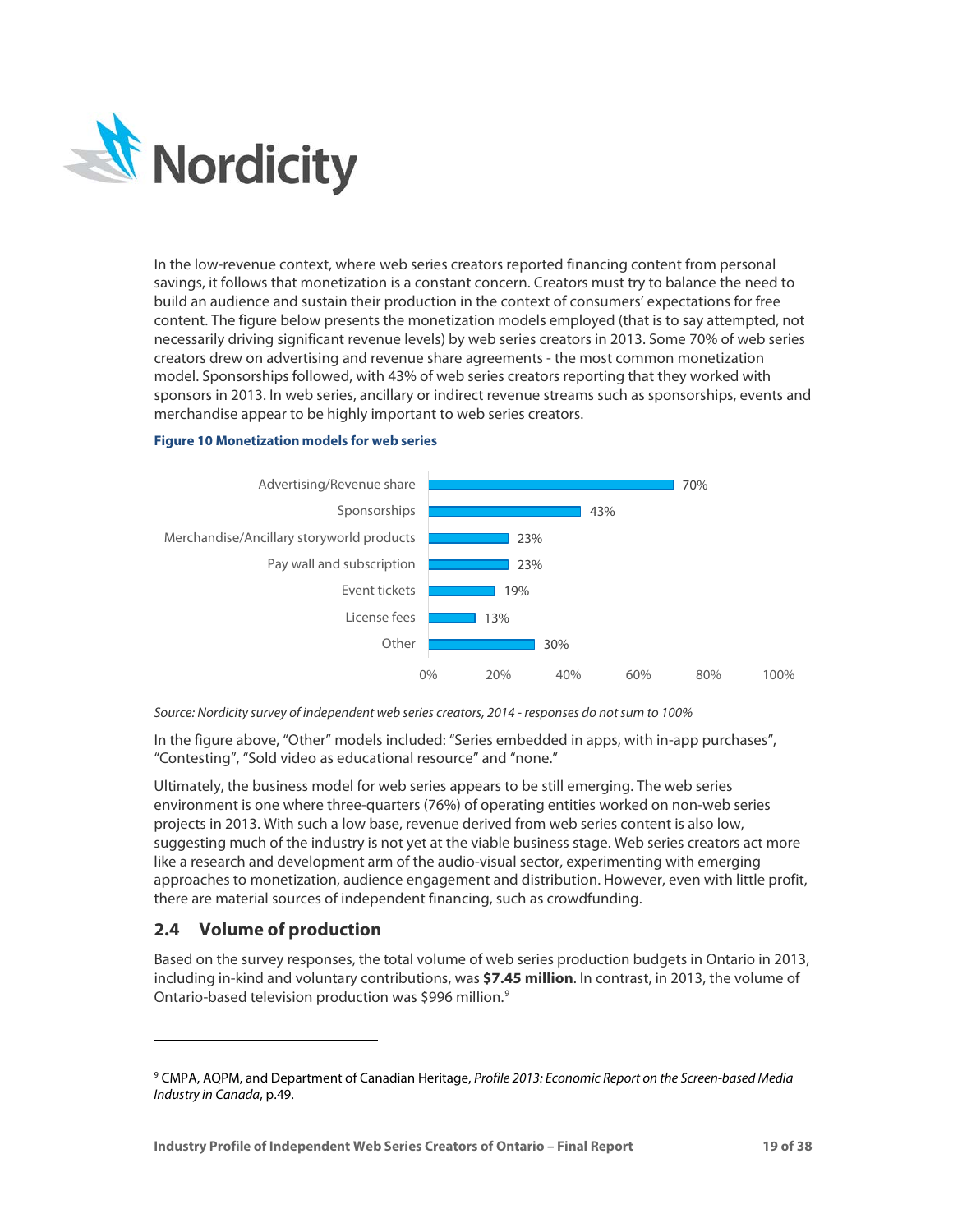In the low-revenue context, where web series creators reported financing content from personal savings, it follows that monetization is a constant concern. Creators must try to balance the need to build an audience and sustain their production in the context of consumers' expectations for free content. The figure below presents the monetization models employed (that is to say attempted, not necessarily driving significant revenue levels) by web series creators in 2013. Some 70% of web series creators drew on advertising and revenue share agreements - the most common monetization model. Sponsorships followed, with 43% of web series creators reporting that they worked with sponsors in 2013. In web series, ancillary or indirect revenue streams such as sponsorships, events and merchandise appear to be highly important to web series creators.

**Figure 10 Monetization models for web series**

| Monetization model | Share of creators |
| --- | --- |
| Advertising/Revenue share | 70% |
| Sponsorships | 43% |
| Merchandise/Ancillary storyworld products | 23% |
| Pay wall and subscription | 23% |
| Event tickets | 19% |
| License fees | 13% |
| Other | 30% |

*Source: Nordicity survey of independent web series creators, 2014 - responses do not sum to 100%*

In the figure above, "Other" models included: "Series embedded in apps, with in-app purchases", "Contesting", "Sold video as educational resource" and "none."

Ultimately, the business model for web series appears to be still emerging. The web series environment is one where three-quarters (76%) of operating entities worked on non-web series projects in 2013. With such a low base, revenue derived from web series content is also low, suggesting much of the industry is not yet at the viable business stage. Web series creators act more like a research and development arm of the audio-visual sector, experimenting with emerging approaches to monetization, audience engagement and distribution. However, even with little profit, there are material sources of independent financing, such as crowdfunding.

## 2.4 Volume of production

Based on the survey responses, the total volume of web series production budgets in Ontario in 2013, including in-kind and voluntary contributions, was **$7.45 million**. In contrast, in 2013, the volume of Ontario-based television production was $996 million.[9]

---

[9] CMPA, AQPM, and Department of Canadian Heritage, *Profile 2013: Economic Report on the Screen-based Media Industry in Canada*, p.49.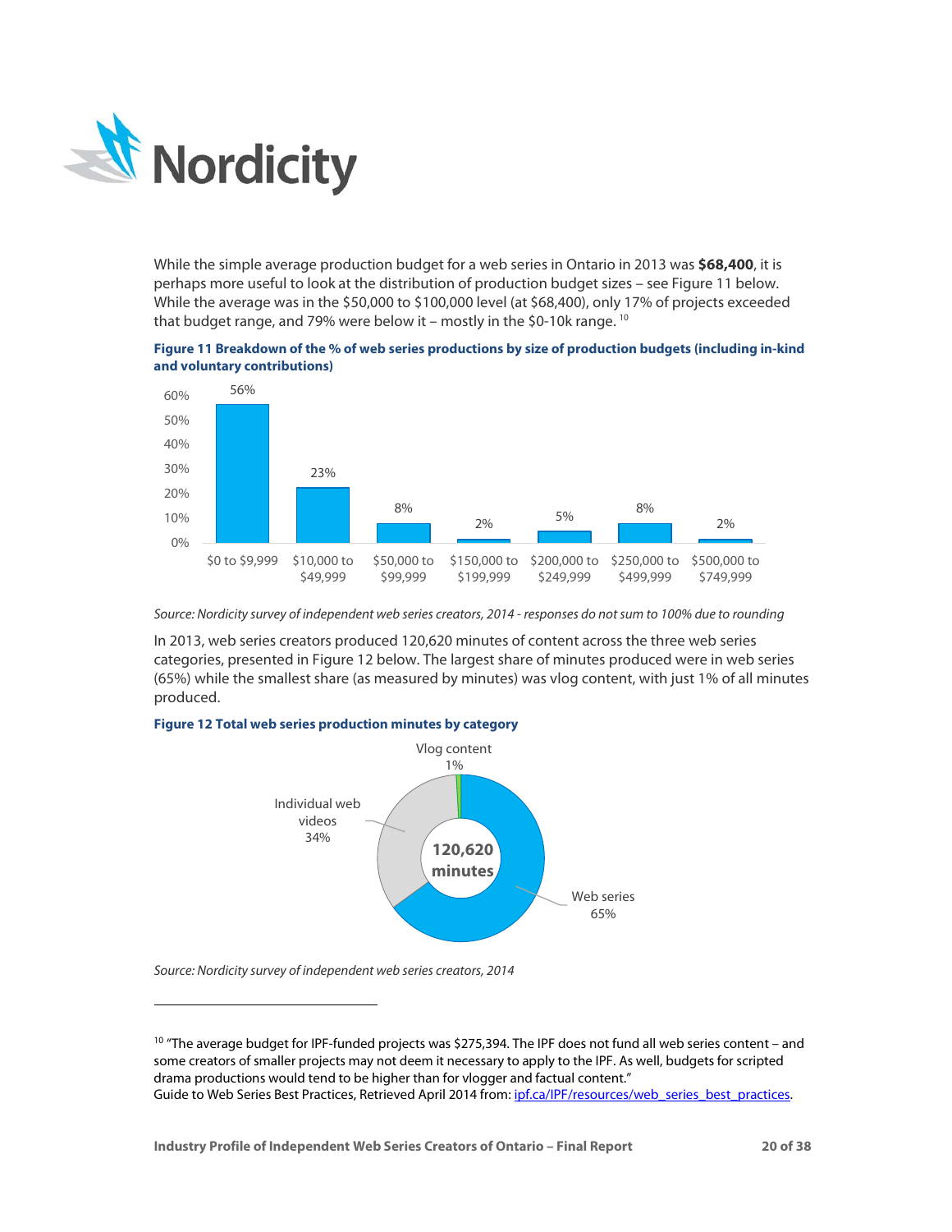While the simple average production budget for a web series in Ontario in 2013 was **$68,400**, it is perhaps more useful to look at the distribution of production budget sizes – see Figure 11 below. While the average was in the $50,000 to $100,000 level (at $68,400), only 17% of projects exceeded that budget range, and 79% were below it – mostly in the $0-10k range.[10]

**Figure 11 Breakdown of the % of web series productions by size of production budgets (including in-kind and voluntary contributions)**

| Budget range | % of productions |
|---|---|
| $0 to $9,999 | 56% |
| $10,000 to $49,999 | 23% |
| $50,000 to $99,999 | 8% |
| $150,000 to $199,999 | 2% |
| $200,000 to $249,999 | 5% |
| $250,000 to $499,999 | 8% |
| $500,000 to $749,999 | 2% |

*Source: Nordicity survey of independent web series creators, 2014 - responses do not sum to 100% due to rounding*

In 2013, web series creators produced 120,620 minutes of content across the three web series categories, presented in Figure 12 below. The largest share of minutes produced were in web series (65%) while the smallest share (as measured by minutes) was vlog content, with just 1% of all minutes produced.

**Figure 12 Total web series production minutes by category**

| Category | Share of 120,620 minutes |
|---|---|
| Web series | 65% |
| Individual web videos | 34% |
| Vlog content | 1% |

*Source: Nordicity survey of independent web series creators, 2014*

[10] "The average budget for IPF-funded projects was $275,394. The IPF does not fund all web series content – and some creators of smaller projects may not deem it necessary to apply to the IPF. As well, budgets for scripted drama productions would tend to be higher than for vlogger and factual content."
Guide to Web Series Best Practices, Retrieved April 2014 from: ipf.ca/IPF/resources/web_series_best_practices.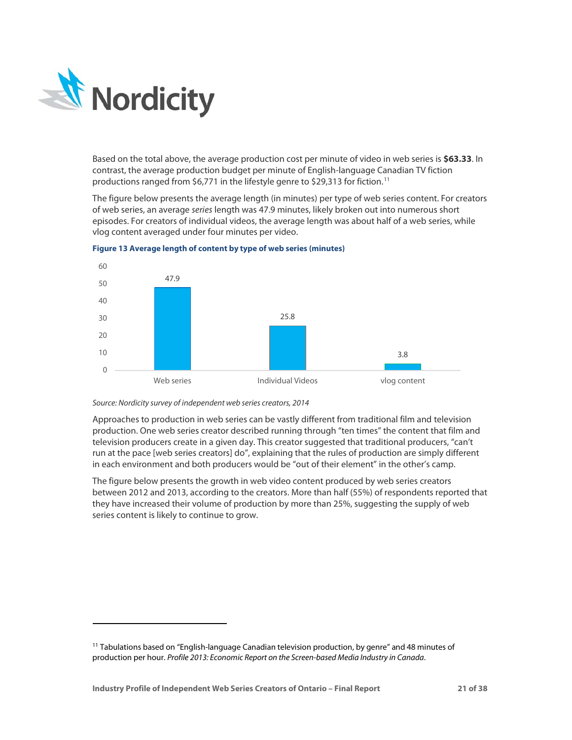Based on the total above, the average production cost per minute of video in web series is **$63.33**. In contrast, the average production budget per minute of English-language Canadian TV fiction productions ranged from $6,771 in the lifestyle genre to $29,313 for fiction.[11]

The figure below presents the average length (in minutes) per type of web series content. For creators of web series, an average *series* length was 47.9 minutes, likely broken out into numerous short episodes. For creators of individual videos, the average length was about half of a web series, while vlog content averaged under four minutes per video.

**Figure 13 Average length of content by type of web series (minutes)**

| Type | Average length (minutes) |
|---|---|
| Web series | 47.9 |
| Individual Videos | 25.8 |
| vlog content | 3.8 |

*Source: Nordicity survey of independent web series creators, 2014*

Approaches to production in web series can be vastly different from traditional film and television production. One web series creator described running through "ten times" the content that film and television producers create in a given day. This creator suggested that traditional producers, "can't run at the pace [web series creators] do", explaining that the rules of production are simply different in each environment and both producers would be "out of their element" in the other's camp.

The figure below presents the growth in web video content produced by web series creators between 2012 and 2013, according to the creators. More than half (55%) of respondents reported that they have increased their volume of production by more than 25%, suggesting the supply of web series content is likely to continue to grow.

---

[11] Tabulations based on "English-language Canadian television production, by genre" and 48 minutes of production per hour. *Profile 2013: Economic Report on the Screen-based Media Industry in Canada*.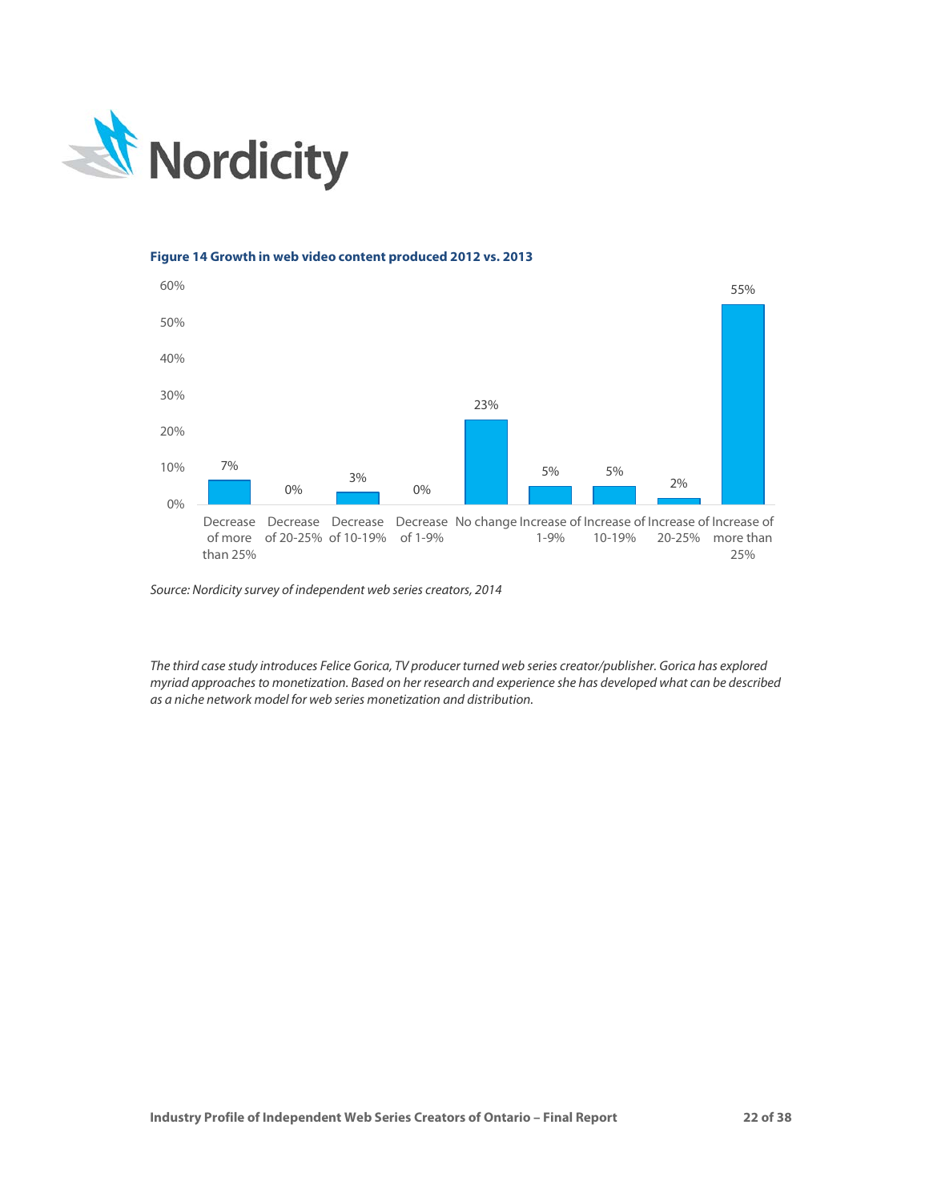**Figure 14 Growth in web video content produced 2012 vs. 2013**

| Category | Percentage |
| --- | --- |
| Decrease of more than 25% | 7% |
| Decrease of 20-25% | 0% |
| Decrease of 10-19% | 3% |
| Decrease of 1-9% | 0% |
| No change | 23% |
| Increase of 1-9% | 5% |
| Increase of 10-19% | 5% |
| Increase of 20-25% | 2% |
| Increase of more than 25% | 55% |

*Source: Nordicity survey of independent web series creators, 2014*

*The third case study introduces Felice Gorica, TV producer turned web series creator/publisher. Gorica has explored myriad approaches to monetization. Based on her research and experience she has developed what can be described as a niche network model for web series monetization and distribution.*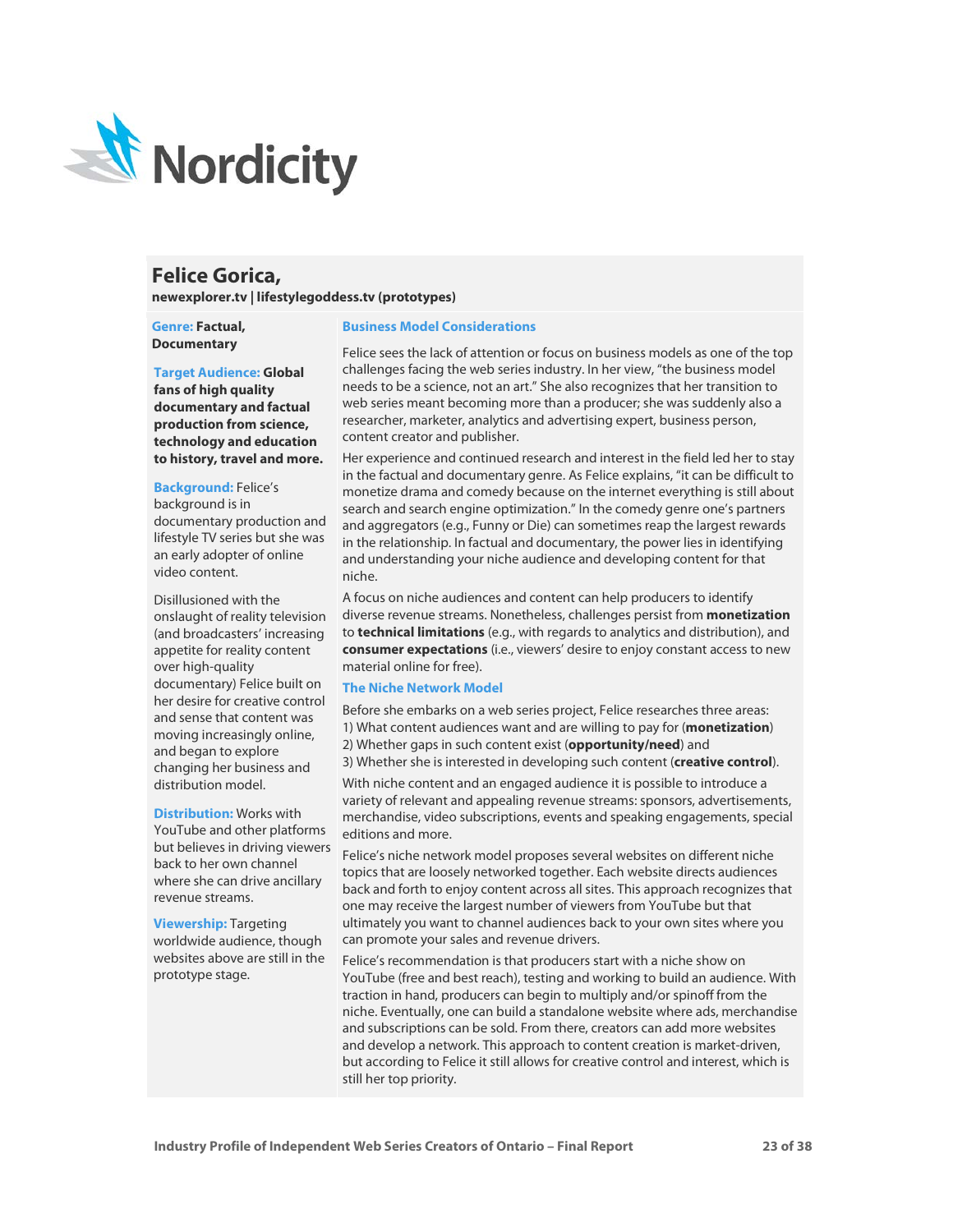## Felice Gorica,

**newexplorer.tv | lifestylegoddess.tv (prototypes)**

**Genre:** **Factual, Documentary**

**Target Audience:** **Global fans of high quality documentary and factual production from science, technology and education to history, travel and more.**

**Background:** Felice's background is in documentary production and lifestyle TV series but she was an early adopter of online video content.

Disillusioned with the onslaught of reality television (and broadcasters' increasing appetite for reality content over high-quality documentary) Felice built on her desire for creative control and sense that content was moving increasingly online, and began to explore changing her business and distribution model.

**Distribution:** Works with YouTube and other platforms but believes in driving viewers back to her own channel where she can drive ancillary revenue streams.

**Viewership:** Targeting worldwide audience, though websites above are still in the prototype stage.

### Business Model Considerations

Felice sees the lack of attention or focus on business models as one of the top challenges facing the web series industry. In her view, "the business model needs to be a science, not an art." She also recognizes that her transition to web series meant becoming more than a producer; she was suddenly also a researcher, marketer, analytics and advertising expert, business person, content creator and publisher.

Her experience and continued research and interest in the field led her to stay in the factual and documentary genre. As Felice explains, "it can be difficult to monetize drama and comedy because on the internet everything is still about search and search engine optimization." In the comedy genre one's partners and aggregators (e.g., Funny or Die) can sometimes reap the largest rewards in the relationship. In factual and documentary, the power lies in identifying and understanding your niche audience and developing content for that niche.

A focus on niche audiences and content can help producers to identify diverse revenue streams. Nonetheless, challenges persist from **monetization** to **technical limitations** (e.g., with regards to analytics and distribution), and **consumer expectations** (i.e., viewers' desire to enjoy constant access to new material online for free).

### The Niche Network Model

Before she embarks on a web series project, Felice researches three areas:
1) What content audiences want and are willing to pay for (**monetization**)
2) Whether gaps in such content exist (**opportunity/need**) and
3) Whether she is interested in developing such content (**creative control**).

With niche content and an engaged audience it is possible to introduce a variety of relevant and appealing revenue streams: sponsors, advertisements, merchandise, video subscriptions, events and speaking engagements, special editions and more.

Felice's niche network model proposes several websites on different niche topics that are loosely networked together. Each website directs audiences back and forth to enjoy content across all sites. This approach recognizes that one may receive the largest number of viewers from YouTube but that ultimately you want to channel audiences back to your own sites where you can promote your sales and revenue drivers.

Felice's recommendation is that producers start with a niche show on YouTube (free and best reach), testing and working to build an audience. With traction in hand, producers can begin to multiply and/or spinoff from the niche. Eventually, one can build a standalone website where ads, merchandise and subscriptions can be sold. From there, creators can add more websites and develop a network. This approach to content creation is market-driven, but according to Felice it still allows for creative control and interest, which is still her top priority.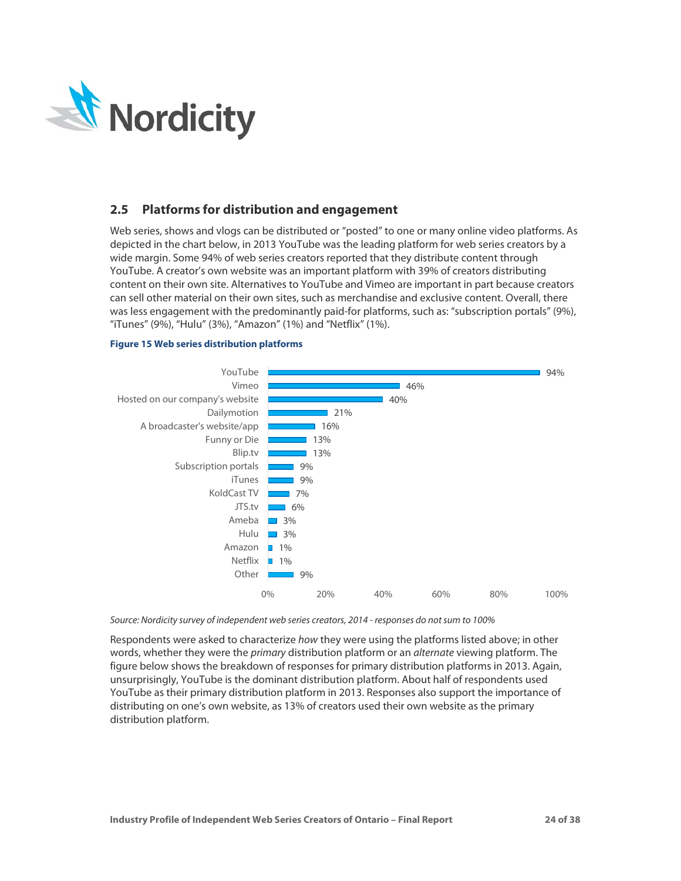## 2.5 Platforms for distribution and engagement

Web series, shows and vlogs can be distributed or "posted" to one or many online video platforms. As depicted in the chart below, in 2013 YouTube was the leading platform for web series creators by a wide margin. Some 94% of web series creators reported that they distribute content through YouTube. A creator's own website was an important platform with 39% of creators distributing content on their own site. Alternatives to YouTube and Vimeo are important in part because creators can sell other material on their own sites, such as merchandise and exclusive content. Overall, there was less engagement with the predominantly paid-for platforms, such as: "subscription portals" (9%), "iTunes" (9%), "Hulu" (3%), "Amazon" (1%) and "Netflix" (1%).

**Figure 15 Web series distribution platforms**

| Platform | Share |
|---|---|
| YouTube | 94% |
| Vimeo | 46% |
| Hosted on our company's website | 40% |
| Dailymotion | 21% |
| A broadcaster's website/app | 16% |
| Funny or Die | 13% |
| Blip.tv | 13% |
| Subscription portals | 9% |
| iTunes | 9% |
| KoldCast TV | 7% |
| JTS.tv | 6% |
| Ameba | 3% |
| Hulu | 3% |
| Amazon | 1% |
| Netflix | 1% |
| Other | 9% |

*Source: Nordicity survey of independent web series creators, 2014 - responses do not sum to 100%*

Respondents were asked to characterize *how* they were using the platforms listed above; in other words, whether they were the *primary* distribution platform or an *alternate* viewing platform. The figure below shows the breakdown of responses for primary distribution platforms in 2013. Again, unsurprisingly, YouTube is the dominant distribution platform. About half of respondents used YouTube as their primary distribution platform in 2013. Responses also support the importance of distributing on one's own website, as 13% of creators used their own website as the primary distribution platform.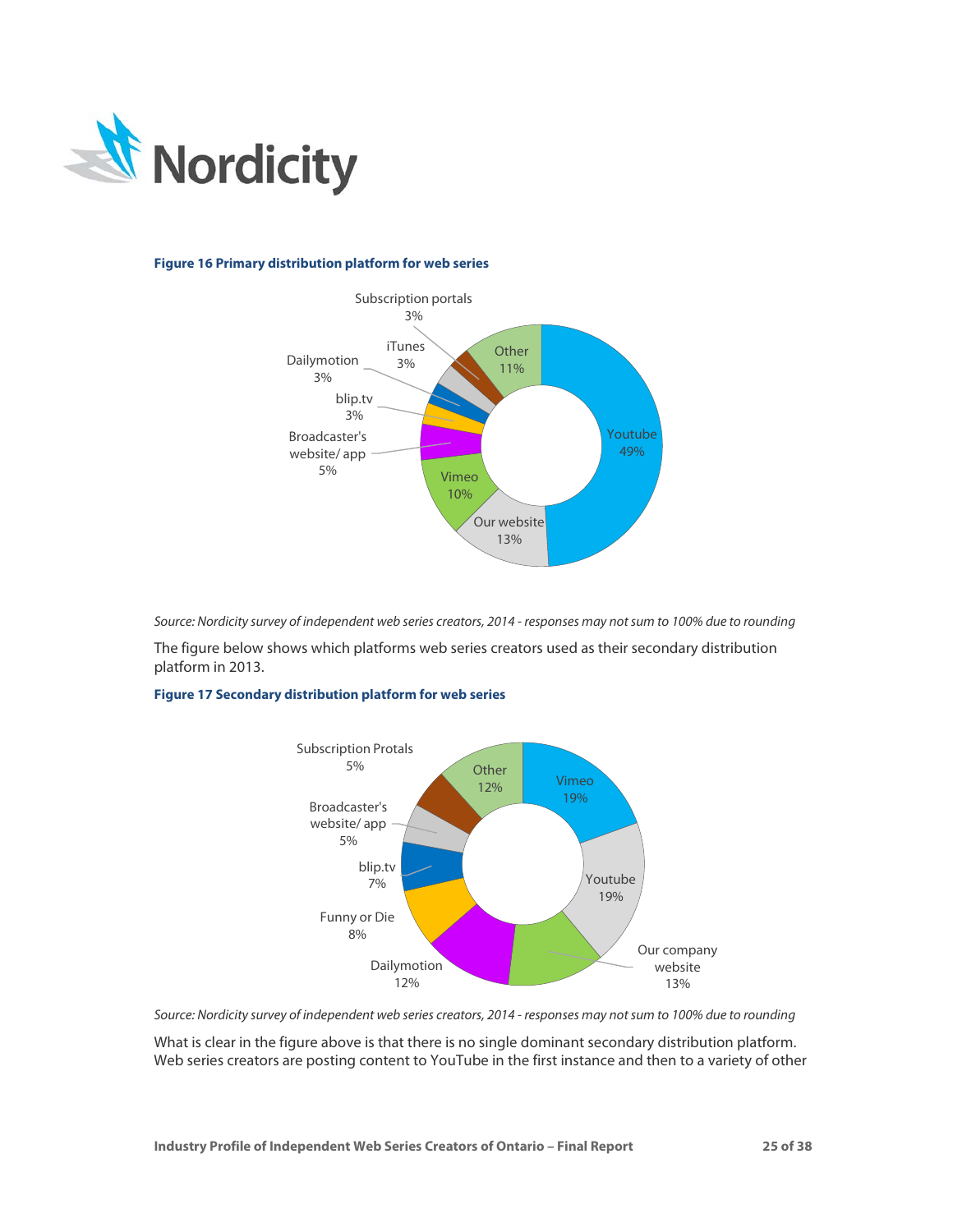**Figure 16 Primary distribution platform for web series**

| Platform | Share |
|---|---|
| Youtube | 49% |
| Our website | 13% |
| Other | 11% |
| Vimeo | 10% |
| Broadcaster's website/ app | 5% |
| blip.tv | 3% |
| Dailymotion | 3% |
| iTunes | 3% |
| Subscription portals | 3% |

*Source: Nordicity survey of independent web series creators, 2014 - responses may not sum to 100% due to rounding*

The figure below shows which platforms web series creators used as their secondary distribution platform in 2013.

**Figure 17 Secondary distribution platform for web series**

| Platform | Share |
|---|---|
| Vimeo | 19% |
| Youtube | 19% |
| Our company website | 13% |
| Dailymotion | 12% |
| Other | 12% |
| Funny or Die | 8% |
| blip.tv | 7% |
| Broadcaster's website/ app | 5% |
| Subscription Protals | 5% |

*Source: Nordicity survey of independent web series creators, 2014 - responses may not sum to 100% due to rounding*

What is clear in the figure above is that there is no single dominant secondary distribution platform. Web series creators are posting content to YouTube in the first instance and then to a variety of other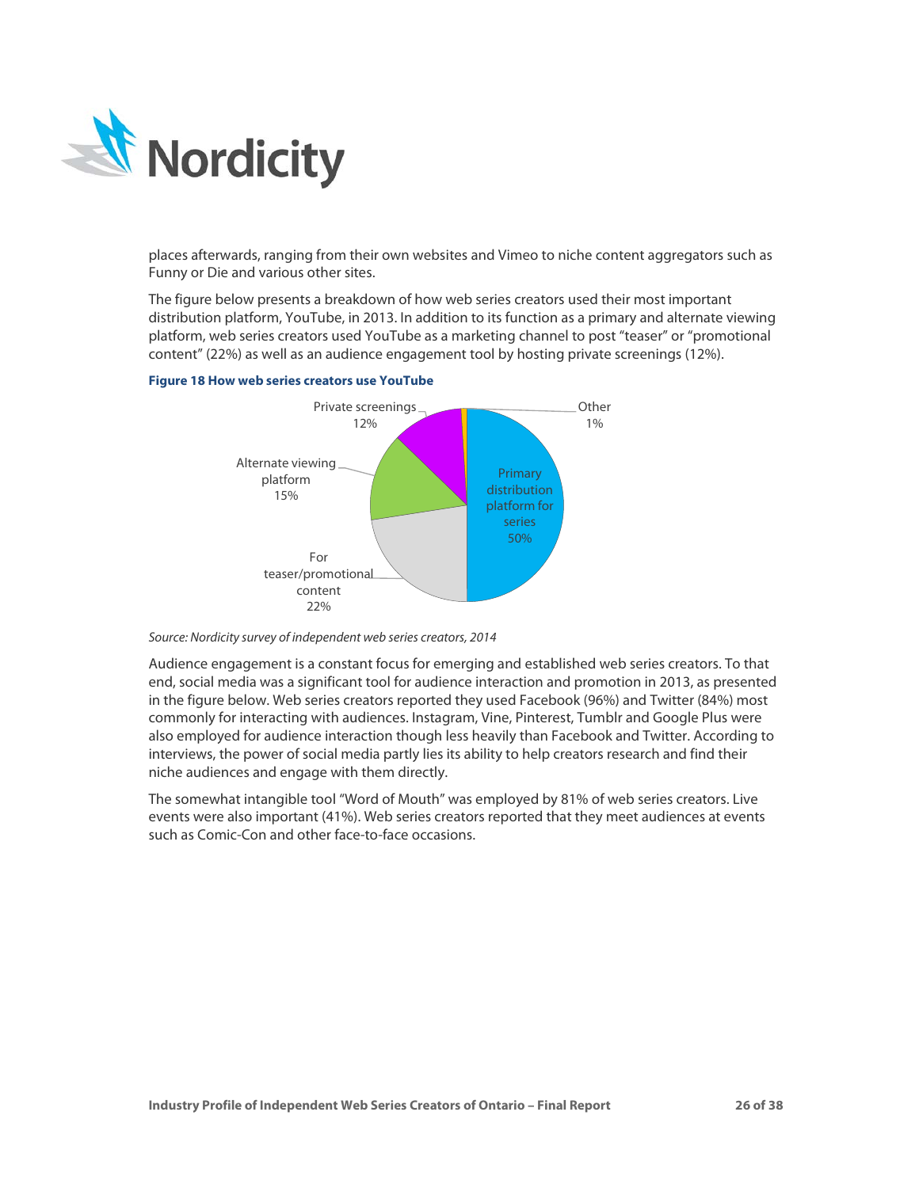places afterwards, ranging from their own websites and Vimeo to niche content aggregators such as Funny or Die and various other sites.

The figure below presents a breakdown of how web series creators used their most important distribution platform, YouTube, in 2013. In addition to its function as a primary and alternate viewing platform, web series creators used YouTube as a marketing channel to post "teaser" or "promotional content" (22%) as well as an audience engagement tool by hosting private screenings (12%).

**Figure 18 How web series creators use YouTube**

| Use | Share |
|---|---|
| Primary distribution platform for series | 50% |
| For teaser/promotional content | 22% |
| Alternate viewing platform | 15% |
| Private screenings | 12% |
| Other | 1% |

*Source: Nordicity survey of independent web series creators, 2014*

Audience engagement is a constant focus for emerging and established web series creators. To that end, social media was a significant tool for audience interaction and promotion in 2013, as presented in the figure below. Web series creators reported they used Facebook (96%) and Twitter (84%) most commonly for interacting with audiences. Instagram, Vine, Pinterest, Tumblr and Google Plus were also employed for audience interaction though less heavily than Facebook and Twitter. According to interviews, the power of social media partly lies its ability to help creators research and find their niche audiences and engage with them directly.

The somewhat intangible tool "Word of Mouth" was employed by 81% of web series creators. Live events were also important (41%). Web series creators reported that they meet audiences at events such as Comic-Con and other face-to-face occasions.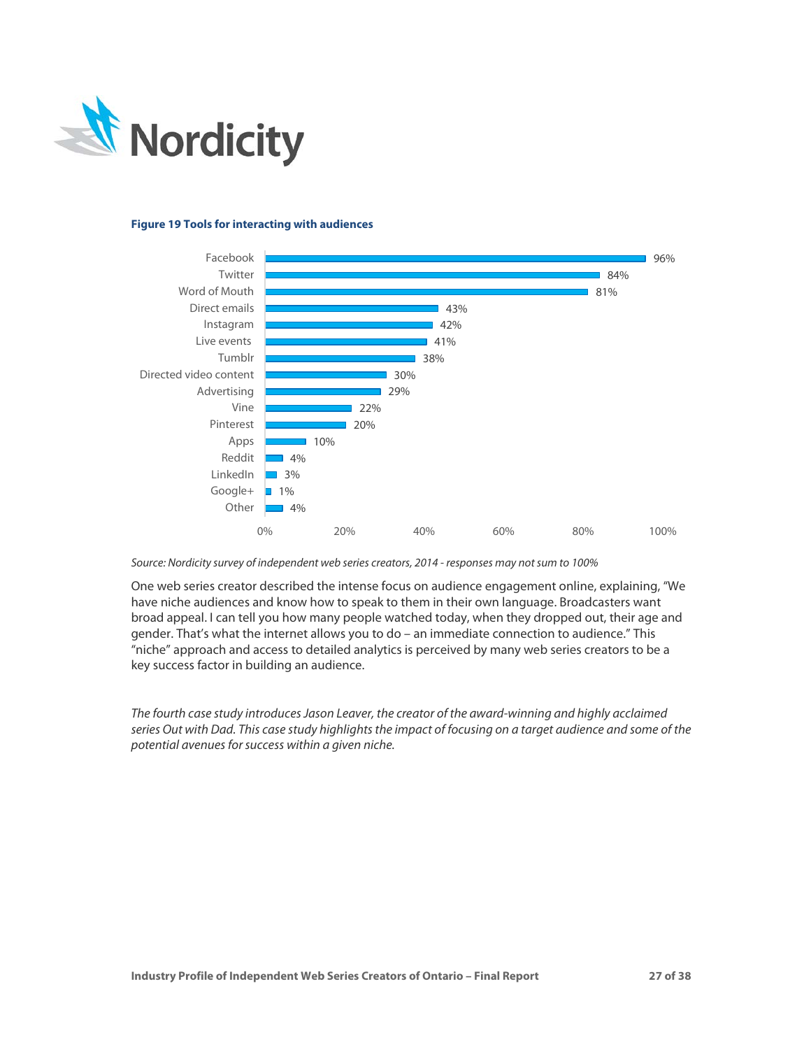**Figure 19 Tools for interacting with audiences**

| Tool | Percentage |
|---|---|
| Facebook | 96% |
| Twitter | 84% |
| Word of Mouth | 81% |
| Direct emails | 43% |
| Instagram | 42% |
| Live events | 41% |
| Tumblr | 38% |
| Directed video content | 30% |
| Advertising | 29% |
| Vine | 22% |
| Pinterest | 20% |
| Apps | 10% |
| Reddit | 4% |
| LinkedIn | 3% |
| Google+ | 1% |
| Other | 4% |

*Source: Nordicity survey of independent web series creators, 2014 - responses may not sum to 100%*

One web series creator described the intense focus on audience engagement online, explaining, "We have niche audiences and know how to speak to them in their own language. Broadcasters want broad appeal. I can tell you how many people watched today, when they dropped out, their age and gender. That's what the internet allows you to do – an immediate connection to audience." This "niche" approach and access to detailed analytics is perceived by many web series creators to be a key success factor in building an audience.

*The fourth case study introduces Jason Leaver, the creator of the award-winning and highly acclaimed series Out with Dad. This case study highlights the impact of focusing on a target audience and some of the potential avenues for success within a given niche.*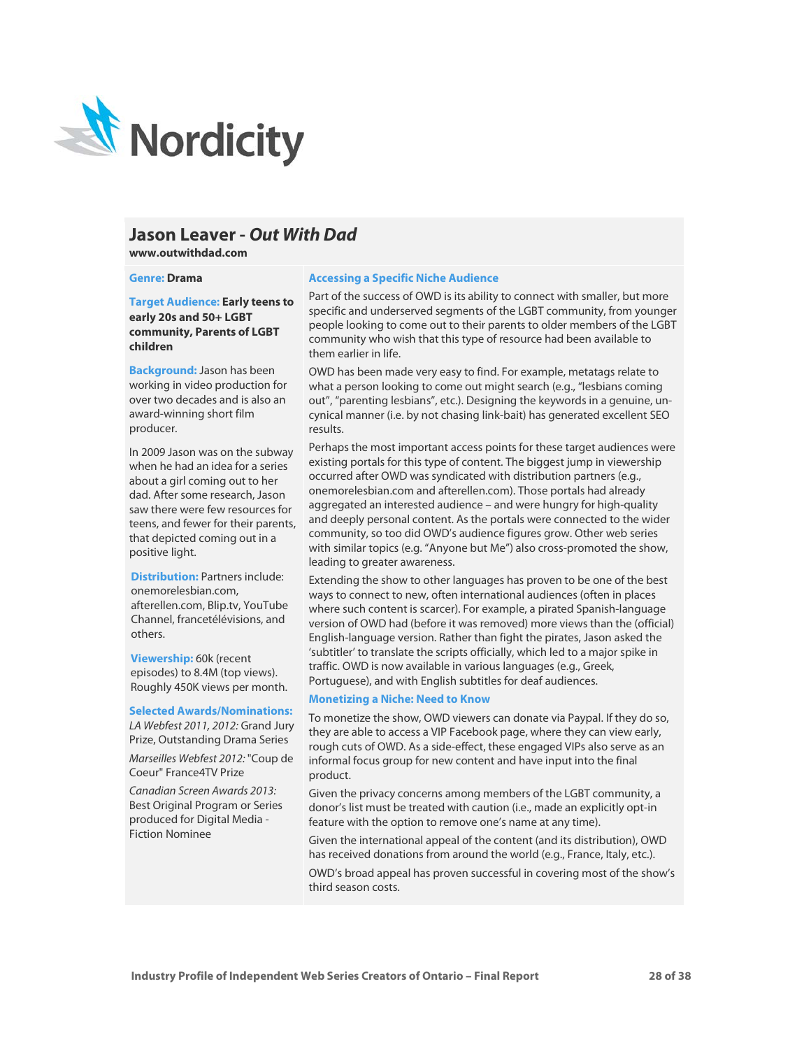## Jason Leaver - *Out With Dad*

**www.outwithdad.com**

**Genre:** Drama

**Target Audience:** **Early teens to early 20s and 50+ LGBT community, Parents of LGBT children**

**Background:** Jason has been working in video production for over two decades and is also an award-winning short film producer.

In 2009 Jason was on the subway when he had an idea for a series about a girl coming out to her dad. After some research, Jason saw there were few resources for teens, and fewer for their parents, that depicted coming out in a positive light.

**Distribution:** Partners include: onemorelesbian.com, afterellen.com, Blip.tv, YouTube Channel, francetélévisions, and others.

**Viewership:** 60k (recent episodes) to 8.4M (top views). Roughly 450K views per month.

**Selected Awards/Nominations:**

*LA Webfest 2011, 2012:* Grand Jury Prize, Outstanding Drama Series

*Marseilles Webfest 2012:* "Coup de Coeur" France4TV Prize

*Canadian Screen Awards 2013:* Best Original Program or Series produced for Digital Media - Fiction Nominee

### Accessing a Specific Niche Audience

Part of the success of OWD is its ability to connect with smaller, but more specific and underserved segments of the LGBT community, from younger people looking to come out to their parents to older members of the LGBT community who wish that this type of resource had been available to them earlier in life.

OWD has been made very easy to find. For example, metatags relate to what a person looking to come out might search (e.g., "lesbians coming out", "parenting lesbians", etc.). Designing the keywords in a genuine, un-cynical manner (i.e. by not chasing link-bait) has generated excellent SEO results.

Perhaps the most important access points for these target audiences were existing portals for this type of content. The biggest jump in viewership occurred after OWD was syndicated with distribution partners (e.g., onemorelesbian.com and afterellen.com). Those portals had already aggregated an interested audience – and were hungry for high-quality and deeply personal content. As the portals were connected to the wider community, so too did OWD's audience figures grow. Other web series with similar topics (e.g. "Anyone but Me") also cross-promoted the show, leading to greater awareness.

Extending the show to other languages has proven to be one of the best ways to connect to new, often international audiences (often in places where such content is scarcer). For example, a pirated Spanish-language version of OWD had (before it was removed) more views than the (official) English-language version. Rather than fight the pirates, Jason asked the 'subtitler' to translate the scripts officially, which led to a major spike in traffic. OWD is now available in various languages (e.g., Greek, Portuguese), and with English subtitles for deaf audiences.

### Monetizing a Niche: Need to Know

To monetize the show, OWD viewers can donate via Paypal. If they do so, they are able to access a VIP Facebook page, where they can view early, rough cuts of OWD. As a side-effect, these engaged VIPs also serve as an informal focus group for new content and have input into the final product.

Given the privacy concerns among members of the LGBT community, a donor's list must be treated with caution (i.e., made an explicitly opt-in feature with the option to remove one's name at any time).

Given the international appeal of the content (and its distribution), OWD has received donations from around the world (e.g., France, Italy, etc.).

OWD's broad appeal has proven successful in covering most of the show's third season costs.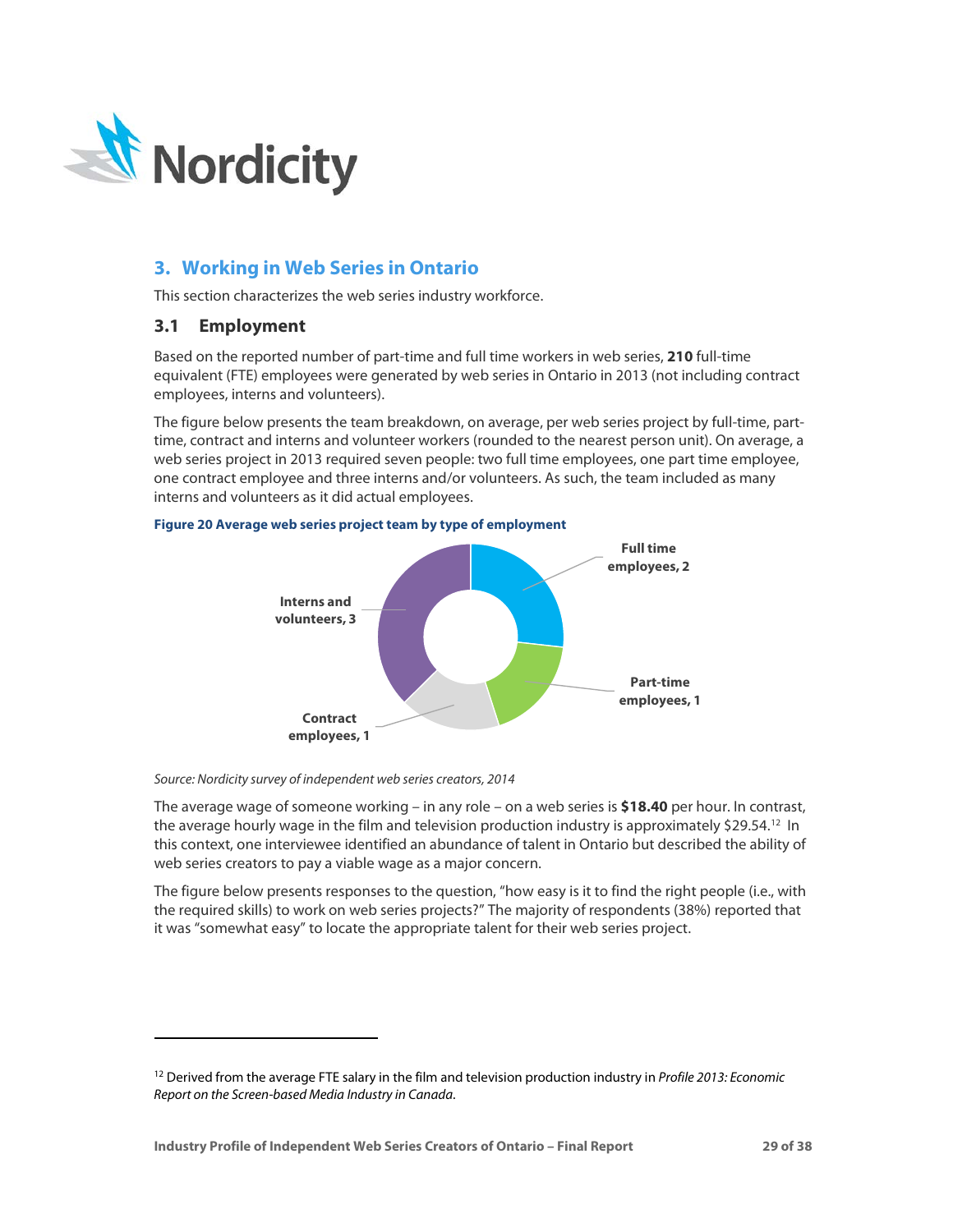## 3. Working in Web Series in Ontario

This section characterizes the web series industry workforce.

### 3.1 Employment

Based on the reported number of part-time and full time workers in web series, **210** full-time equivalent (FTE) employees were generated by web series in Ontario in 2013 (not including contract employees, interns and volunteers).

The figure below presents the team breakdown, on average, per web series project by full-time, part-time, contract and interns and volunteer workers (rounded to the nearest person unit). On average, a web series project in 2013 required seven people: two full time employees, one part time employee, one contract employee and three interns and/or volunteers. As such, the team included as many interns and volunteers as it did actual employees.

**Figure 20 Average web series project team by type of employment**

Full time employees, 2

Part-time employees, 1

Contract employees, 1

Interns and volunteers, 3

*Source: Nordicity survey of independent web series creators, 2014*

The average wage of someone working – in any role – on a web series is **$18.40** per hour. In contrast, the average hourly wage in the film and television production industry is approximately $29.54.[12] In this context, one interviewee identified an abundance of talent in Ontario but described the ability of web series creators to pay a viable wage as a major concern.

The figure below presents responses to the question, "how easy is it to find the right people (i.e., with the required skills) to work on web series projects?" The majority of respondents (38%) reported that it was "somewhat easy" to locate the appropriate talent for their web series project.

---

[12] Derived from the average FTE salary in the film and television production industry in *Profile 2013: Economic Report on the Screen-based Media Industry in Canada*.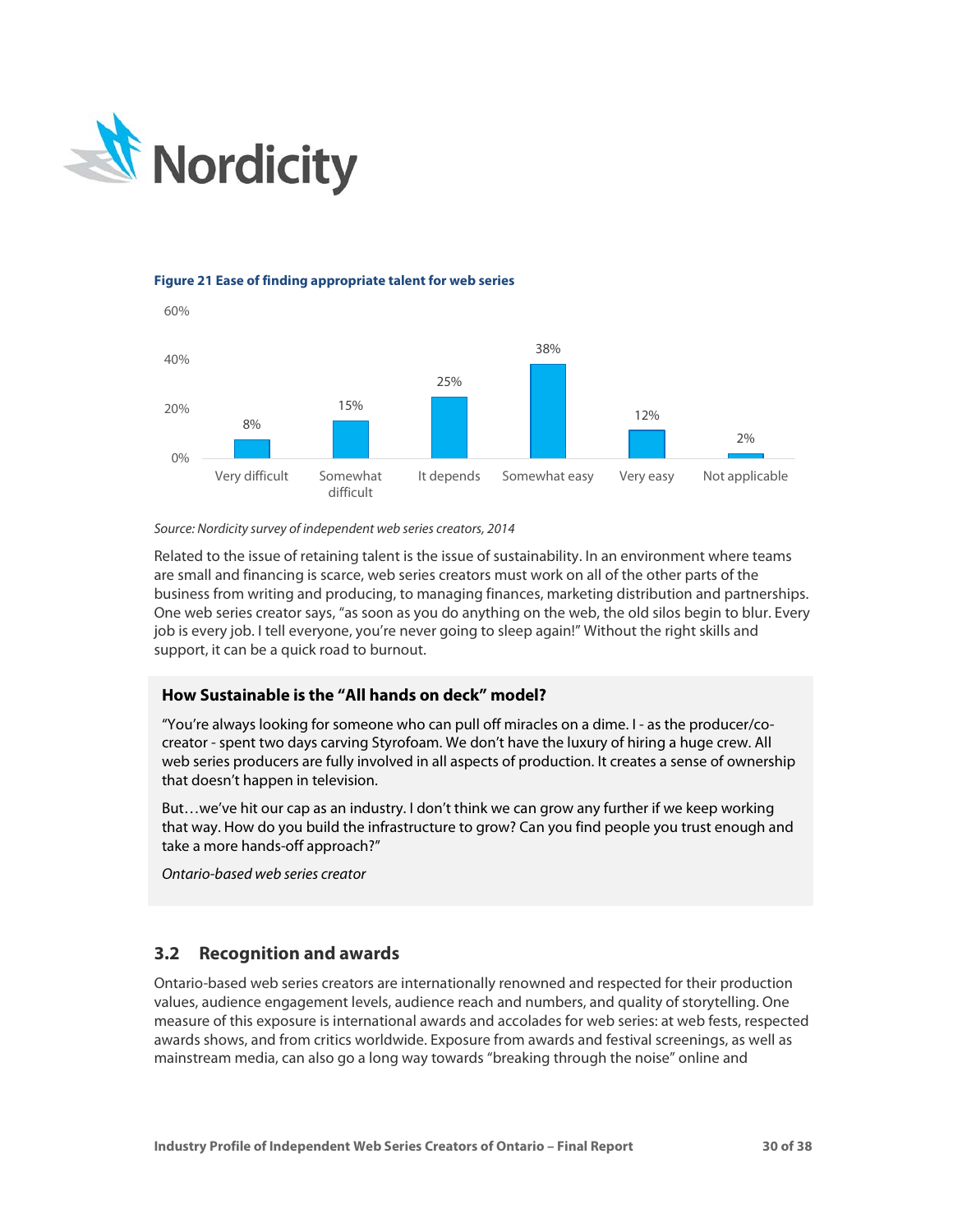**Figure 21 Ease of finding appropriate talent for web series**

| Response | Percentage |
|---|---|
| Very difficult | 8% |
| Somewhat difficult | 15% |
| It depends | 25% |
| Somewhat easy | 38% |
| Very easy | 12% |
| Not applicable | 2% |

*Source: Nordicity survey of independent web series creators, 2014*

Related to the issue of retaining talent is the issue of sustainability. In an environment where teams are small and financing is scarce, web series creators must work on all of the other parts of the business from writing and producing, to managing finances, marketing distribution and partnerships. One web series creator says, "as soon as you do anything on the web, the old silos begin to blur. Every job is every job. I tell everyone, you're never going to sleep again!" Without the right skills and support, it can be a quick road to burnout.

**How Sustainable is the "All hands on deck" model?**

"You're always looking for someone who can pull off miracles on a dime. I - as the producer/co-creator - spent two days carving Styrofoam. We don't have the luxury of hiring a huge crew. All web series producers are fully involved in all aspects of production. It creates a sense of ownership that doesn't happen in television.

But…we've hit our cap as an industry. I don't think we can grow any further if we keep working that way. How do you build the infrastructure to grow? Can you find people you trust enough and take a more hands-off approach?"

*Ontario-based web series creator*

## 3.2 Recognition and awards

Ontario-based web series creators are internationally renowned and respected for their production values, audience engagement levels, audience reach and numbers, and quality of storytelling. One measure of this exposure is international awards and accolades for web series: at web fests, respected awards shows, and from critics worldwide. Exposure from awards and festival screenings, as well as mainstream media, can also go a long way towards "breaking through the noise" online and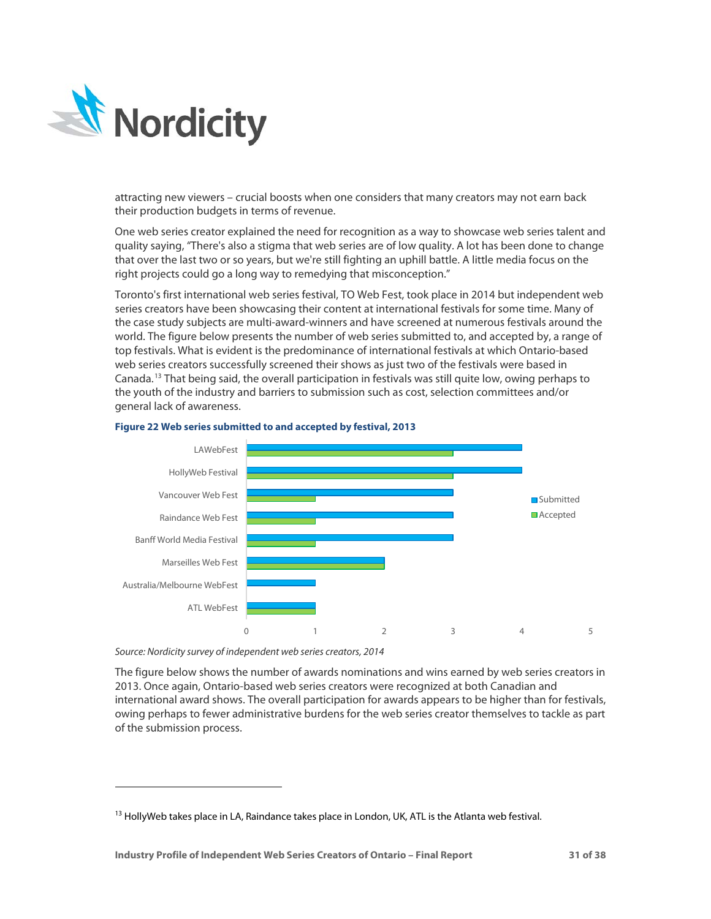attracting new viewers – crucial boosts when one considers that many creators may not earn back their production budgets in terms of revenue.

One web series creator explained the need for recognition as a way to showcase web series talent and quality saying, "There's also a stigma that web series are of low quality. A lot has been done to change that over the last two or so years, but we're still fighting an uphill battle. A little media focus on the right projects could go a long way to remedying that misconception."

Toronto's first international web series festival, TO Web Fest, took place in 2014 but independent web series creators have been showcasing their content at international festivals for some time. Many of the case study subjects are multi-award-winners and have screened at numerous festivals around the world. The figure below presents the number of web series submitted to, and accepted by, a range of top festivals. What is evident is the predominance of international festivals at which Ontario-based web series creators successfully screened their shows as just two of the festivals were based in Canada.[13] That being said, the overall participation in festivals was still quite low, owing perhaps to the youth of the industry and barriers to submission such as cost, selection committees and/or general lack of awareness.

**Figure 22 Web series submitted to and accepted by festival, 2013**

| Festival | Submitted | Accepted |
|---|---|---|
| LAWebFest | 4 | 3 |
| HollyWeb Festival | 4 | 3 |
| Vancouver Web Fest | 3 | 1 |
| Raindance Web Fest | 3 | 1 |
| Banff World Media Festival | 3 | 1 |
| Marseilles Web Fest | 2 | 2 |
| Australia/Melbourne WebFest | 1 | 0 |
| ATL WebFest | 1 | 1 |

*Source: Nordicity survey of independent web series creators, 2014*

The figure below shows the number of awards nominations and wins earned by web series creators in 2013. Once again, Ontario-based web series creators were recognized at both Canadian and international award shows. The overall participation for awards appears to be higher than for festivals, owing perhaps to fewer administrative burdens for the web series creator themselves to tackle as part of the submission process.

---

[13] HollyWeb takes place in LA, Raindance takes place in London, UK, ATL is the Atlanta web festival.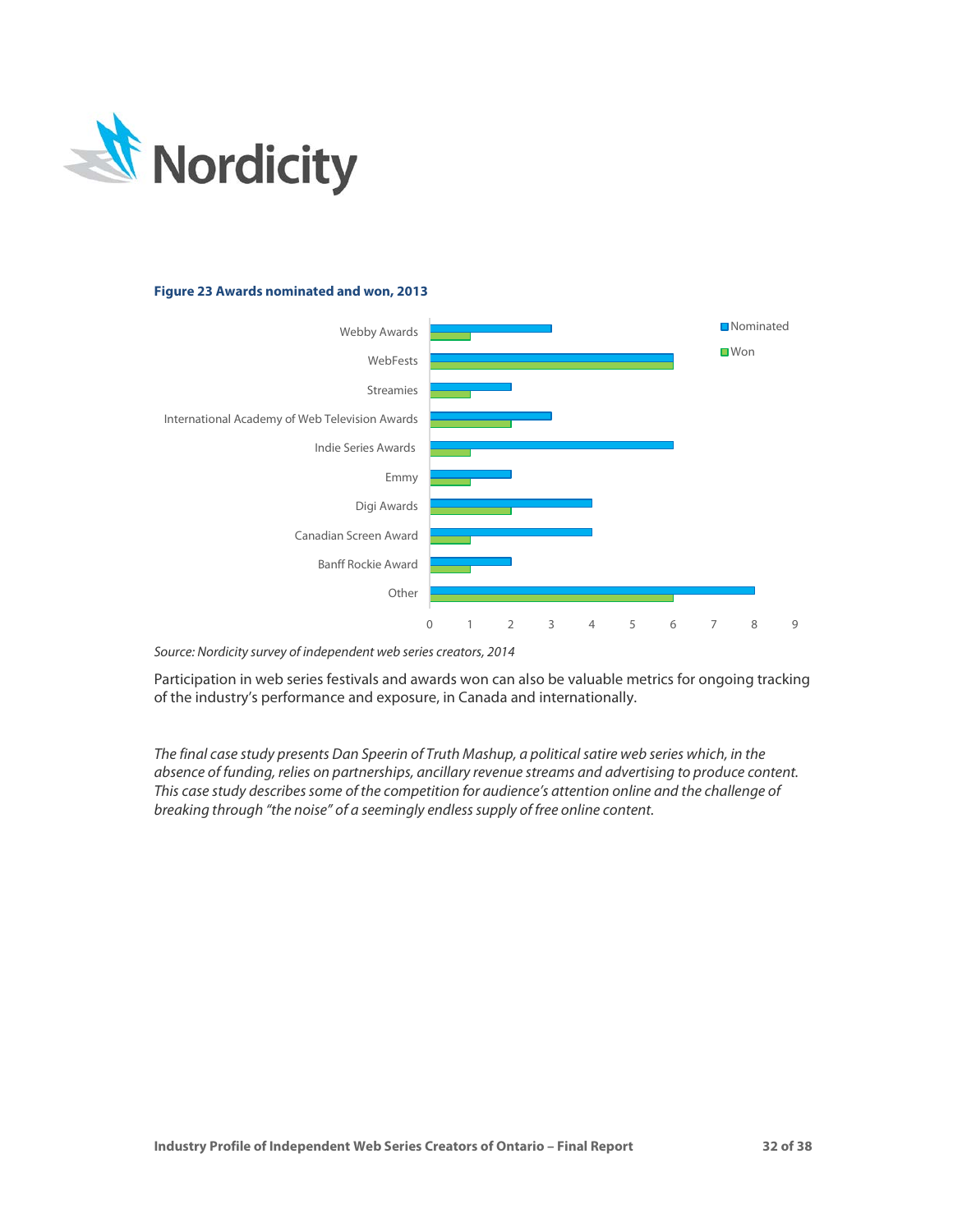**Figure 23 Awards nominated and won, 2013**

| Award | Nominated | Won |
| --- | --- | --- |
| Webby Awards | 3 | 1 |
| WebFests | 6 | 6 |
| Streamies | 2 | 1 |
| International Academy of Web Television Awards | 3 | 2 |
| Indie Series Awards | 6 | 1 |
| Emmy | 2 | 1 |
| Digi Awards | 4 | 2 |
| Canadian Screen Award | 4 | 1 |
| Banff Rockie Award | 2 | 1 |
| Other | 8 | 6 |

*Source: Nordicity survey of independent web series creators, 2014*

Participation in web series festivals and awards won can also be valuable metrics for ongoing tracking of the industry's performance and exposure, in Canada and internationally.

*The final case study presents Dan Speerin of Truth Mashup, a political satire web series which, in the absence of funding, relies on partnerships, ancillary revenue streams and advertising to produce content. This case study describes some of the competition for audience's attention online and the challenge of breaking through "the noise" of a seemingly endless supply of free online content.*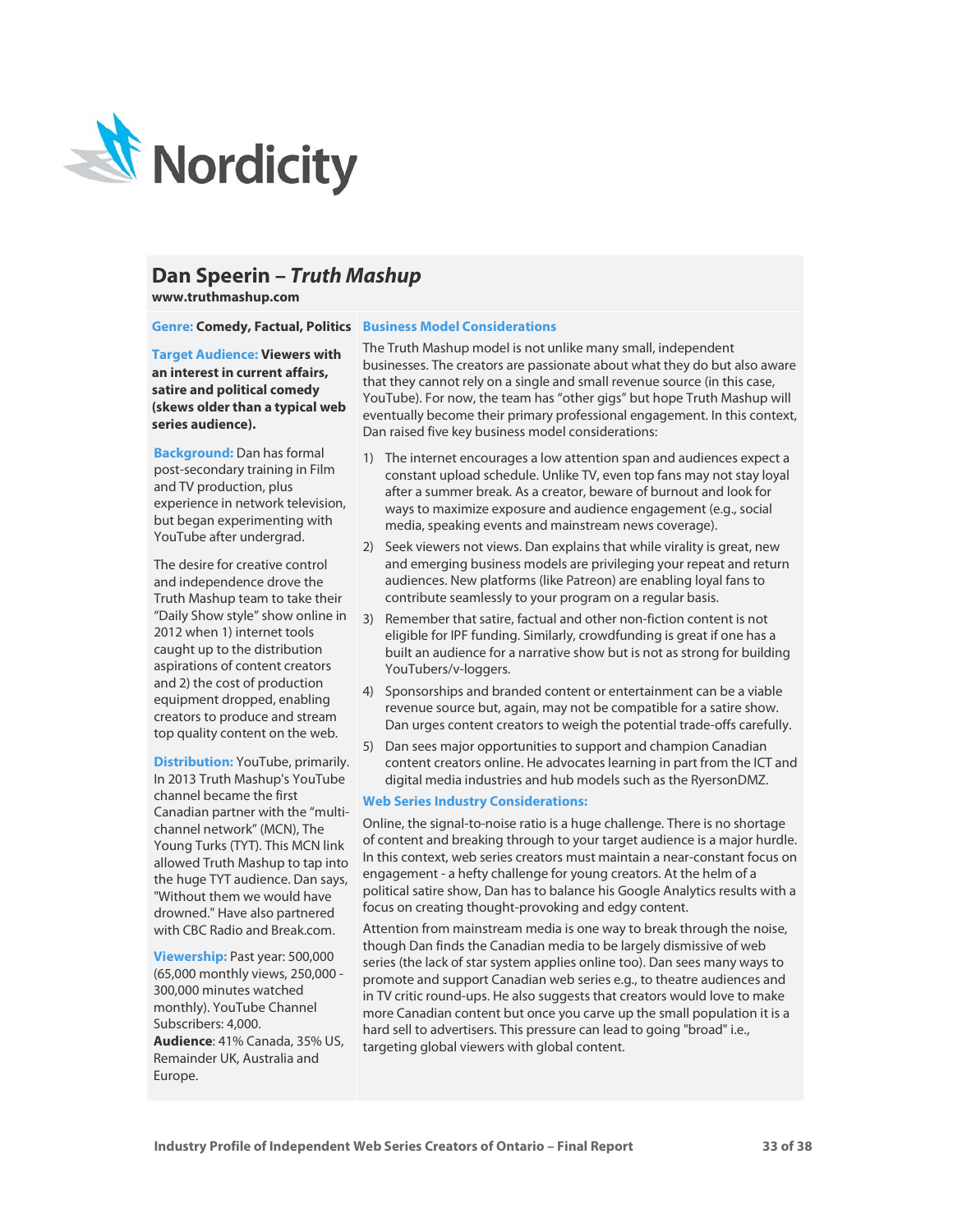## Dan Speerin – *Truth Mashup*

**www.truthmashup.com**

**Genre:** **Comedy, Factual, Politics**

**Target Audience:** **Viewers with an interest in current affairs, satire and political comedy (skews older than a typical web series audience).**

**Background:** Dan has formal post-secondary training in Film and TV production, plus experience in network television, but began experimenting with YouTube after undergrad.

The desire for creative control and independence drove the Truth Mashup team to take their "Daily Show style" show online in 2012 when 1) internet tools caught up to the distribution aspirations of content creators and 2) the cost of production equipment dropped, enabling creators to produce and stream top quality content on the web.

**Distribution:** YouTube, primarily. In 2013 Truth Mashup's YouTube channel became the first Canadian partner with the "multi-channel network" (MCN), The Young Turks (TYT). This MCN link allowed Truth Mashup to tap into the huge TYT audience. Dan says, "Without them we would have drowned." Have also partnered with CBC Radio and Break.com.

**Viewership:** Past year: 500,000 (65,000 monthly views, 250,000 - 300,000 minutes watched monthly). YouTube Channel Subscribers: 4,000.

**Audience**: 41% Canada, 35% US, Remainder UK, Australia and Europe.

### Business Model Considerations

The Truth Mashup model is not unlike many small, independent businesses. The creators are passionate about what they do but also aware that they cannot rely on a single and small revenue source (in this case, YouTube). For now, the team has "other gigs" but hope Truth Mashup will eventually become their primary professional engagement. In this context, Dan raised five key business model considerations:

1) The internet encourages a low attention span and audiences expect a constant upload schedule. Unlike TV, even top fans may not stay loyal after a summer break. As a creator, beware of burnout and look for ways to maximize exposure and audience engagement (e.g., social media, speaking events and mainstream news coverage).
2) Seek viewers not views. Dan explains that while virality is great, new and emerging business models are privileging your repeat and return audiences. New platforms (like Patreon) are enabling loyal fans to contribute seamlessly to your program on a regular basis.
3) Remember that satire, factual and other non-fiction content is not eligible for IPF funding. Similarly, crowdfunding is great if one has a built an audience for a narrative show but is not as strong for building YouTubers/v-loggers.
4) Sponsorships and branded content or entertainment can be a viable revenue source but, again, may not be compatible for a satire show. Dan urges content creators to weigh the potential trade-offs carefully.
5) Dan sees major opportunities to support and champion Canadian content creators online. He advocates learning in part from the ICT and digital media industries and hub models such as the RyersonDMZ.

### Web Series Industry Considerations:

Online, the signal-to-noise ratio is a huge challenge. There is no shortage of content and breaking through to your target audience is a major hurdle. In this context, web series creators must maintain a near-constant focus on engagement - a hefty challenge for young creators. At the helm of a political satire show, Dan has to balance his Google Analytics results with a focus on creating thought-provoking and edgy content.

Attention from mainstream media is one way to break through the noise, though Dan finds the Canadian media to be largely dismissive of web series (the lack of star system applies online too). Dan sees many ways to promote and support Canadian web series e.g., to theatre audiences and in TV critic round-ups. He also suggests that creators would love to make more Canadian content but once you carve up the small population it is a hard sell to advertisers. This pressure can lead to going "broad" i.e., targeting global viewers with global content.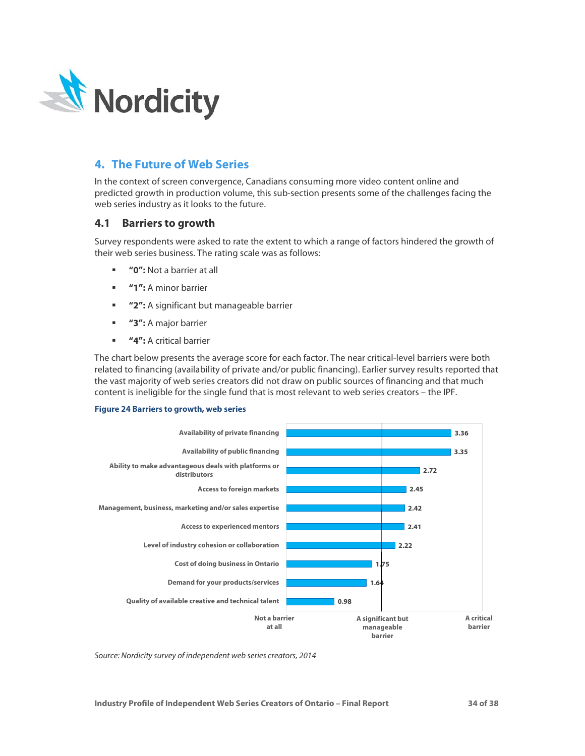## 4. The Future of Web Series

In the context of screen convergence, Canadians consuming more video content online and predicted growth in production volume, this sub-section presents some of the challenges facing the web series industry as it looks to the future.

### 4.1 Barriers to growth

Survey respondents were asked to rate the extent to which a range of factors hindered the growth of their web series business. The rating scale was as follows:

- **"0":** Not a barrier at all
- **"1":** A minor barrier
- **"2":** A significant but manageable barrier
- **"3":** A major barrier
- **"4":** A critical barrier

The chart below presents the average score for each factor. The near critical-level barriers were both related to financing (availability of private and/or public financing). Earlier survey results reported that the vast majority of web series creators did not draw on public sources of financing and that much content is ineligible for the single fund that is most relevant to web series creators – the IPF.

**Figure 24 Barriers to growth, web series**

| Factor | Average score |
|---|---|
| Availability of private financing | 3.36 |
| Availability of public financing | 3.35 |
| Ability to make advantageous deals with platforms or distributors | 2.72 |
| Access to foreign markets | 2.45 |
| Management, business, marketing and/or sales expertise | 2.42 |
| Access to experienced mentors | 2.41 |
| Level of industry cohesion or collaboration | 2.22 |
| Cost of doing business in Ontario | 1.75 |
| Demand for your products/services | 1.64 |
| Quality of available creative and technical talent | 0.98 |

Scale: Not a barrier at all – A significant but manageable barrier – A critical barrier

*Source: Nordicity survey of independent web series creators, 2014*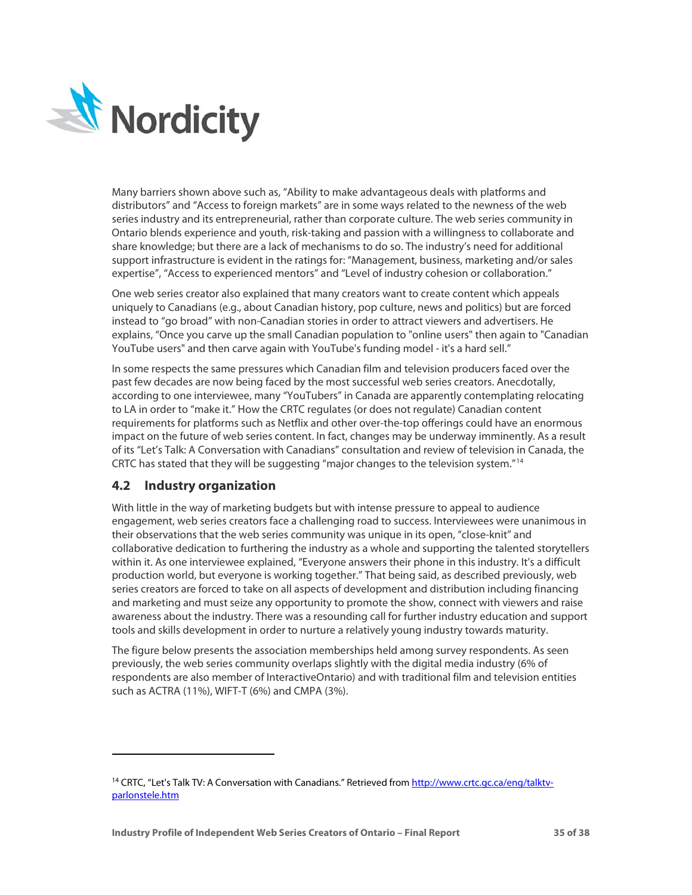Many barriers shown above such as, "Ability to make advantageous deals with platforms and distributors" and "Access to foreign markets" are in some ways related to the newness of the web series industry and its entrepreneurial, rather than corporate culture. The web series community in Ontario blends experience and youth, risk-taking and passion with a willingness to collaborate and share knowledge; but there are a lack of mechanisms to do so. The industry's need for additional support infrastructure is evident in the ratings for: "Management, business, marketing and/or sales expertise", "Access to experienced mentors" and "Level of industry cohesion or collaboration."

One web series creator also explained that many creators want to create content which appeals uniquely to Canadians (e.g., about Canadian history, pop culture, news and politics) but are forced instead to "go broad" with non-Canadian stories in order to attract viewers and advertisers. He explains, "Once you carve up the small Canadian population to "online users" then again to "Canadian YouTube users" and then carve again with YouTube's funding model - it's a hard sell."

In some respects the same pressures which Canadian film and television producers faced over the past few decades are now being faced by the most successful web series creators. Anecdotally, according to one interviewee, many "YouTubers" in Canada are apparently contemplating relocating to LA in order to "make it." How the CRTC regulates (or does not regulate) Canadian content requirements for platforms such as Netflix and other over-the-top offerings could have an enormous impact on the future of web series content. In fact, changes may be underway imminently. As a result of its "Let's Talk: A Conversation with Canadians" consultation and review of television in Canada, the CRTC has stated that they will be suggesting "major changes to the television system."[14]

## 4.2 Industry organization

With little in the way of marketing budgets but with intense pressure to appeal to audience engagement, web series creators face a challenging road to success. Interviewees were unanimous in their observations that the web series community was unique in its open, "close-knit" and collaborative dedication to furthering the industry as a whole and supporting the talented storytellers within it. As one interviewee explained, "Everyone answers their phone in this industry. It's a difficult production world, but everyone is working together." That being said, as described previously, web series creators are forced to take on all aspects of development and distribution including financing and marketing and must seize any opportunity to promote the show, connect with viewers and raise awareness about the industry. There was a resounding call for further industry education and support tools and skills development in order to nurture a relatively young industry towards maturity.

The figure below presents the association memberships held among survey respondents. As seen previously, the web series community overlaps slightly with the digital media industry (6% of respondents are also member of InteractiveOntario) and with traditional film and television entities such as ACTRA (11%), WIFT-T (6%) and CMPA (3%).

---

[14] CRTC, "Let's Talk TV: A Conversation with Canadians." Retrieved from http://www.crtc.gc.ca/eng/talktv-parlonstele.htm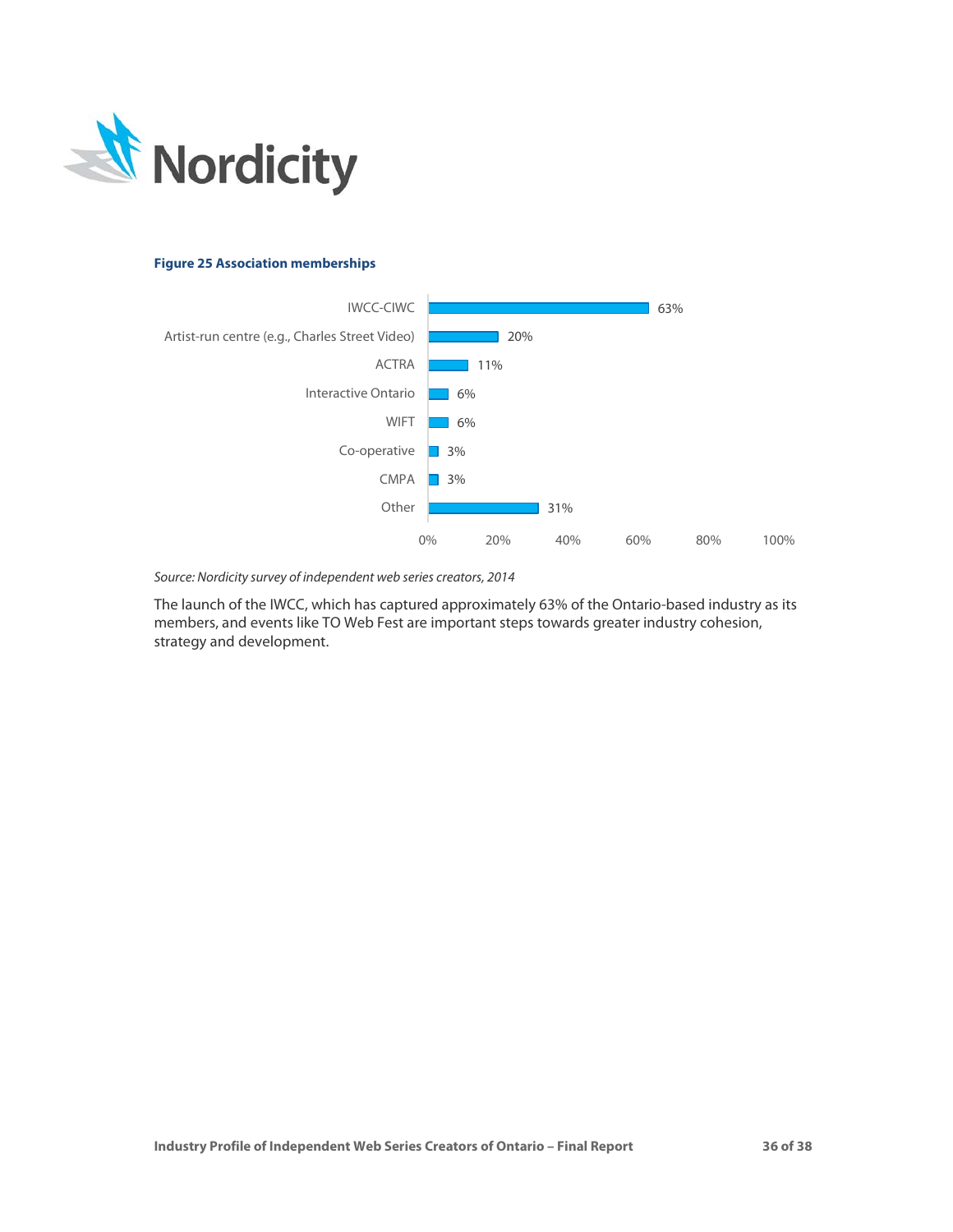**Figure 25 Association memberships**

| Association | Share |
|---|---|
| IWCC-CIWC | 63% |
| Artist-run centre (e.g., Charles Street Video) | 20% |
| ACTRA | 11% |
| Interactive Ontario | 6% |
| WIFT | 6% |
| Co-operative | 3% |
| CMPA | 3% |
| Other | 31% |

*Source: Nordicity survey of independent web series creators, 2014*

The launch of the IWCC, which has captured approximately 63% of the Ontario-based industry as its members, and events like TO Web Fest are important steps towards greater industry cohesion, strategy and development.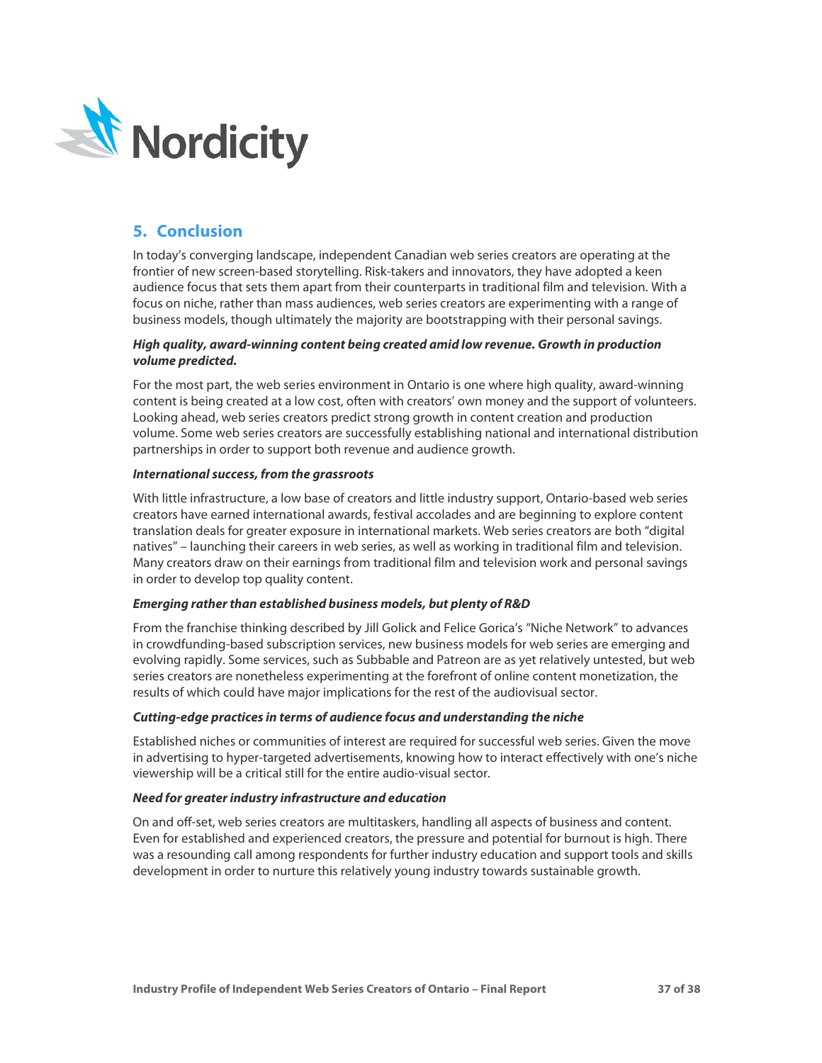## 5. Conclusion

In today's converging landscape, independent Canadian web series creators are operating at the frontier of new screen-based storytelling. Risk-takers and innovators, they have adopted a keen audience focus that sets them apart from their counterparts in traditional film and television. With a focus on niche, rather than mass audiences, web series creators are experimenting with a range of business models, though ultimately the majority are bootstrapping with their personal savings.

***High quality, award-winning content being created amid low revenue. Growth in production volume predicted.***

For the most part, the web series environment in Ontario is one where high quality, award-winning content is being created at a low cost, often with creators' own money and the support of volunteers. Looking ahead, web series creators predict strong growth in content creation and production volume. Some web series creators are successfully establishing national and international distribution partnerships in order to support both revenue and audience growth.

***International success, from the grassroots***

With little infrastructure, a low base of creators and little industry support, Ontario-based web series creators have earned international awards, festival accolades and are beginning to explore content translation deals for greater exposure in international markets. Web series creators are both "digital natives" – launching their careers in web series, as well as working in traditional film and television. Many creators draw on their earnings from traditional film and television work and personal savings in order to develop top quality content.

***Emerging rather than established business models, but plenty of R&D***

From the franchise thinking described by Jill Golick and Felice Gorica's "Niche Network" to advances in crowdfunding-based subscription services, new business models for web series are emerging and evolving rapidly. Some services, such as Subbable and Patreon are as yet relatively untested, but web series creators are nonetheless experimenting at the forefront of online content monetization, the results of which could have major implications for the rest of the audiovisual sector.

***Cutting-edge practices in terms of audience focus and understanding the niche***

Established niches or communities of interest are required for successful web series. Given the move in advertising to hyper-targeted advertisements, knowing how to interact effectively with one's niche viewership will be a critical still for the entire audio-visual sector.

***Need for greater industry infrastructure and education***

On and off-set, web series creators are multitaskers, handling all aspects of business and content. Even for established and experienced creators, the pressure and potential for burnout is high. There was a resounding call among respondents for further industry education and support tools and skills development in order to nurture this relatively young industry towards sustainable growth.